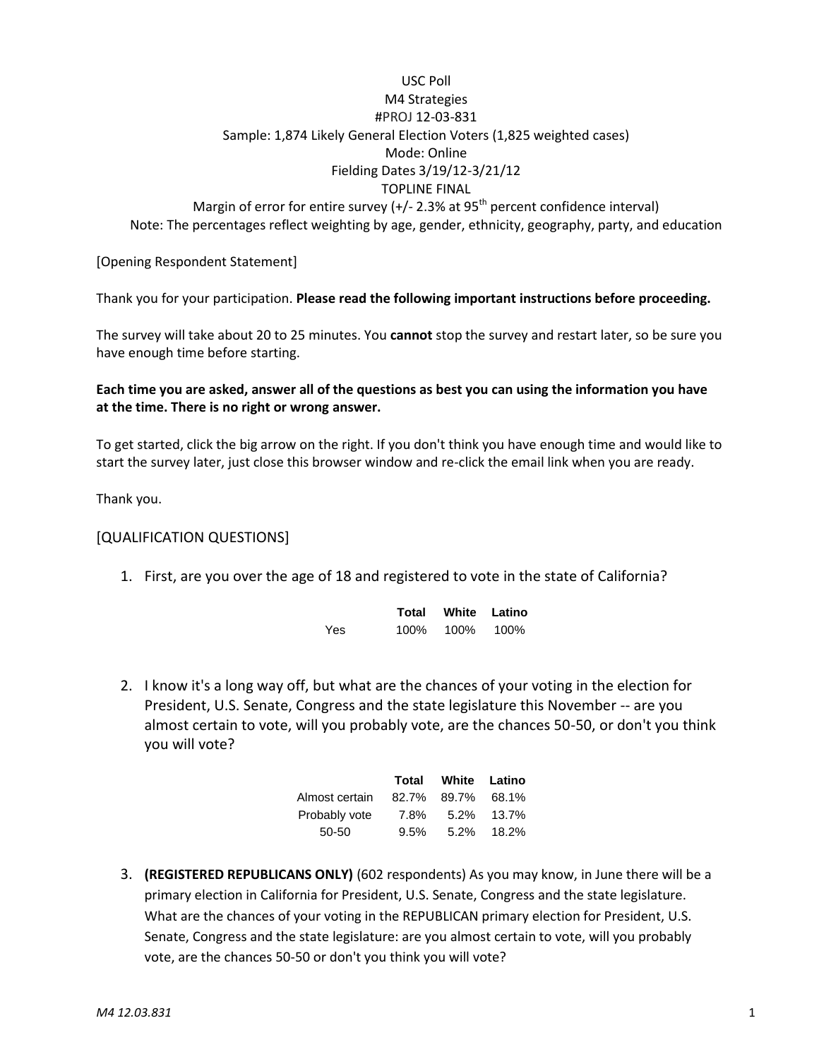USC Poll
M4 Strategies
#PROJ 12-03-831
Sample: 1,874 Likely General Election Voters (1,825 weighted cases)
Mode: Online
Fielding Dates 3/19/12-3/21/12
TOPLINE FINAL
Margin of error for entire survey (+/- 2.3% at 95th percent confidence interval)
Note: The percentages reflect weighting by age, gender, ethnicity, geography, party, and education

[Opening Respondent Statement]

Thank you for your participation. **Please read the following important instructions before proceeding.**

The survey will take about 20 to 25 minutes. You **cannot** stop the survey and restart later, so be sure you have enough time before starting.

**Each time you are asked, answer all of the questions as best you can using the information you have at the time. There is no right or wrong answer.**

To get started, click the big arrow on the right. If you don't think you have enough time and would like to start the survey later, just close this browser window and re-click the email link when you are ready.

Thank you.

## [QUALIFICATION QUESTIONS]

1. First, are you over the age of 18 and registered to vote in the state of California?

| | Total | White | Latino |
|---|---|---|---|
| Yes | 100% | 100% | 100% |

2. I know it's a long way off, but what are the chances of your voting in the election for President, U.S. Senate, Congress and the state legislature this November -- are you almost certain to vote, will you probably vote, are the chances 50-50, or don't you think you will vote?

| | Total | White | Latino |
|---|---|---|---|
| Almost certain | 82.7% | 89.7% | 68.1% |
| Probably vote | 7.8% | 5.2% | 13.7% |
| 50-50 | 9.5% | 5.2% | 18.2% |

3. **(REGISTERED REPUBLICANS ONLY)** (602 respondents) As you may know, in June there will be a primary election in California for President, U.S. Senate, Congress and the state legislature. What are the chances of your voting in the REPUBLICAN primary election for President, U.S. Senate, Congress and the state legislature: are you almost certain to vote, will you probably vote, are the chances 50-50 or don't you think you will vote?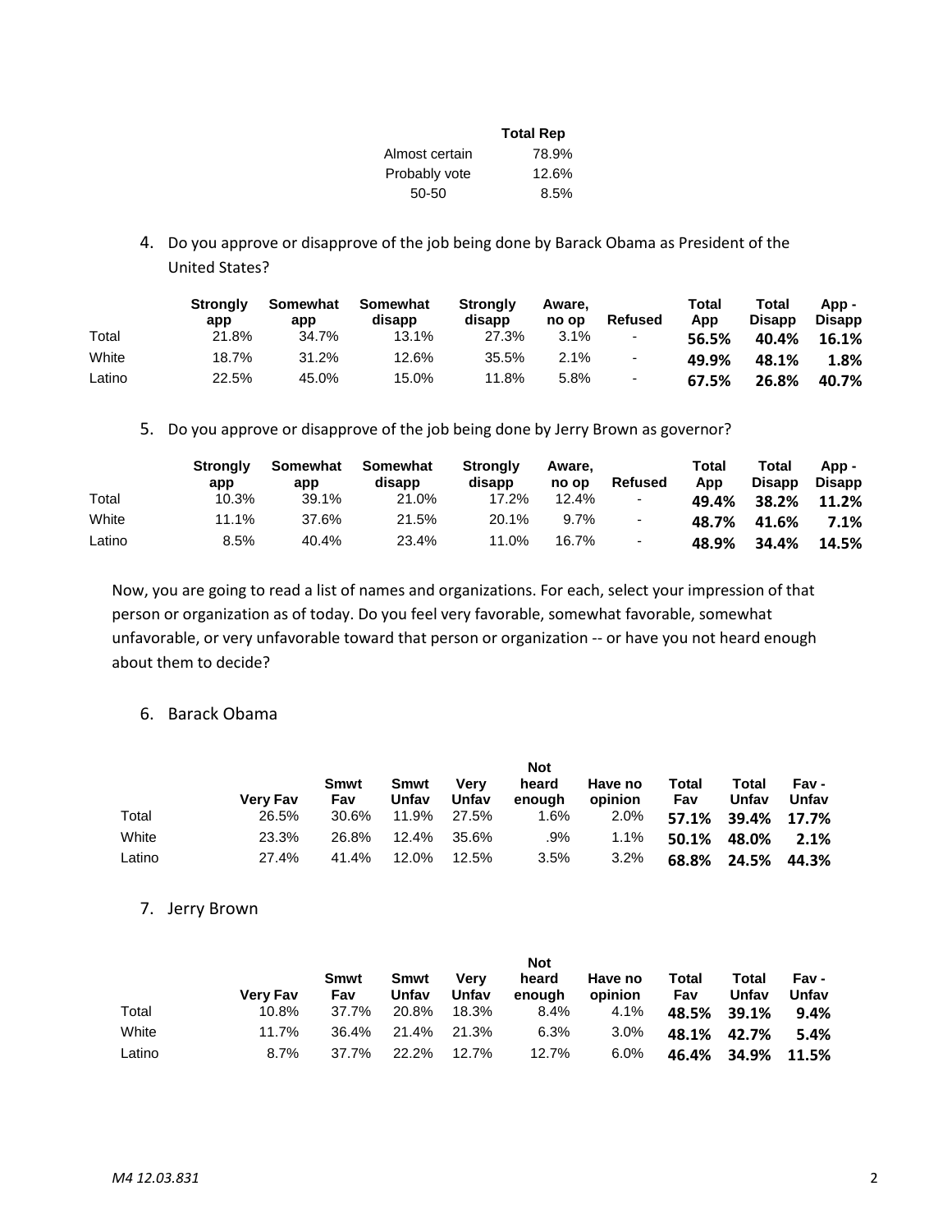| | Total Rep |
|---|---|
| Almost certain | 78.9% |
| Probably vote | 12.6% |
| 50-50 | 8.5% |

4. Do you approve or disapprove of the job being done by Barack Obama as President of the United States?

| | Strongly app | Somewhat app | Somewhat disapp | Strongly disapp | Aware, no op | Refused | Total App | Total Disapp | App - Disapp |
|---|---|---|---|---|---|---|---|---|---|
| Total | 21.8% | 34.7% | 13.1% | 27.3% | 3.1% | - | **56.5%** | **40.4%** | **16.1%** |
| White | 18.7% | 31.2% | 12.6% | 35.5% | 2.1% | - | **49.9%** | **48.1%** | **1.8%** |
| Latino | 22.5% | 45.0% | 15.0% | 11.8% | 5.8% | - | **67.5%** | **26.8%** | **40.7%** |

5. Do you approve or disapprove of the job being done by Jerry Brown as governor?

| | Strongly app | Somewhat app | Somewhat disapp | Strongly disapp | Aware, no op | Refused | Total App | Total Disapp | App - Disapp |
|---|---|---|---|---|---|---|---|---|---|
| Total | 10.3% | 39.1% | 21.0% | 17.2% | 12.4% | - | **49.4%** | **38.2%** | **11.2%** |
| White | 11.1% | 37.6% | 21.5% | 20.1% | 9.7% | - | **48.7%** | **41.6%** | **7.1%** |
| Latino | 8.5% | 40.4% | 23.4% | 11.0% | 16.7% | - | **48.9%** | **34.4%** | **14.5%** |

Now, you are going to read a list of names and organizations. For each, select your impression of that person or organization as of today. Do you feel very favorable, somewhat favorable, somewhat unfavorable, or very unfavorable toward that person or organization -- or have you not heard enough about them to decide?

6. Barack Obama

| | Very Fav | Smwt Fav | Smwt Unfav | Very Unfav | Not heard enough | Have no opinion | Total Fav | Total Unfav | Fav - Unfav |
|---|---|---|---|---|---|---|---|---|---|
| Total | 26.5% | 30.6% | 11.9% | 27.5% | 1.6% | 2.0% | **57.1%** | **39.4%** | **17.7%** |
| White | 23.3% | 26.8% | 12.4% | 35.6% | .9% | 1.1% | **50.1%** | **48.0%** | **2.1%** |
| Latino | 27.4% | 41.4% | 12.0% | 12.5% | 3.5% | 3.2% | **68.8%** | **24.5%** | **44.3%** |

7. Jerry Brown

| | Very Fav | Smwt Fav | Smwt Unfav | Very Unfav | Not heard enough | Have no opinion | Total Fav | Total Unfav | Fav - Unfav |
|---|---|---|---|---|---|---|---|---|---|
| Total | 10.8% | 37.7% | 20.8% | 18.3% | 8.4% | 4.1% | **48.5%** | **39.1%** | **9.4%** |
| White | 11.7% | 36.4% | 21.4% | 21.3% | 6.3% | 3.0% | **48.1%** | **42.7%** | **5.4%** |
| Latino | 8.7% | 37.7% | 22.2% | 12.7% | 12.7% | 6.0% | **46.4%** | **34.9%** | **11.5%** |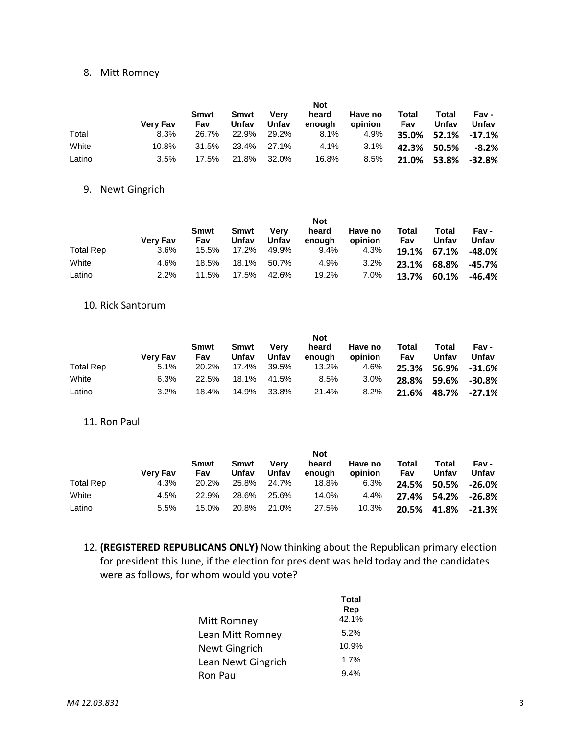8. Mitt Romney

| | Very Fav | Smwt Fav | Smwt Unfav | Very Unfav | Not heard enough | Have no opinion | Total Fav | Total Unfav | Fav - Unfav |
|---|---|---|---|---|---|---|---|---|---|
| Total | 8.3% | 26.7% | 22.9% | 29.2% | 8.1% | 4.9% | **35.0%** | **52.1%** | **-17.1%** |
| White | 10.8% | 31.5% | 23.4% | 27.1% | 4.1% | 3.1% | **42.3%** | **50.5%** | **-8.2%** |
| Latino | 3.5% | 17.5% | 21.8% | 32.0% | 16.8% | 8.5% | **21.0%** | **53.8%** | **-32.8%** |

9. Newt Gingrich

| | Very Fav | Smwt Fav | Smwt Unfav | Very Unfav | Not heard enough | Have no opinion | Total Fav | Total Unfav | Fav - Unfav |
|---|---|---|---|---|---|---|---|---|---|
| Total Rep | 3.6% | 15.5% | 17.2% | 49.9% | 9.4% | 4.3% | **19.1%** | **67.1%** | **-48.0%** |
| White | 4.6% | 18.5% | 18.1% | 50.7% | 4.9% | 3.2% | **23.1%** | **68.8%** | **-45.7%** |
| Latino | 2.2% | 11.5% | 17.5% | 42.6% | 19.2% | 7.0% | **13.7%** | **60.1%** | **-46.4%** |

10. Rick Santorum

| | Very Fav | Smwt Fav | Smwt Unfav | Very Unfav | Not heard enough | Have no opinion | Total Fav | Total Unfav | Fav - Unfav |
|---|---|---|---|---|---|---|---|---|---|
| Total Rep | 5.1% | 20.2% | 17.4% | 39.5% | 13.2% | 4.6% | **25.3%** | **56.9%** | **-31.6%** |
| White | 6.3% | 22.5% | 18.1% | 41.5% | 8.5% | 3.0% | **28.8%** | **59.6%** | **-30.8%** |
| Latino | 3.2% | 18.4% | 14.9% | 33.8% | 21.4% | 8.2% | **21.6%** | **48.7%** | **-27.1%** |

11. Ron Paul

| | Very Fav | Smwt Fav | Smwt Unfav | Very Unfav | Not heard enough | Have no opinion | Total Fav | Total Unfav | Fav - Unfav |
|---|---|---|---|---|---|---|---|---|---|
| Total Rep | 4.3% | 20.2% | 25.8% | 24.7% | 18.8% | 6.3% | **24.5%** | **50.5%** | **-26.0%** |
| White | 4.5% | 22.9% | 28.6% | 25.6% | 14.0% | 4.4% | **27.4%** | **54.2%** | **-26.8%** |
| Latino | 5.5% | 15.0% | 20.8% | 21.0% | 27.5% | 10.3% | **20.5%** | **41.8%** | **-21.3%** |

12. **(REGISTERED REPUBLICANS ONLY)** Now thinking about the Republican primary election for president this June, if the election for president was held today and the candidates were as follows, for whom would you vote?

| | Total Rep |
|---|---|
| Mitt Romney | 42.1% |
| Lean Mitt Romney | 5.2% |
| Newt Gingrich | 10.9% |
| Lean Newt Gingrich | 1.7% |
| Ron Paul | 9.4% |

*M4 12.03.831*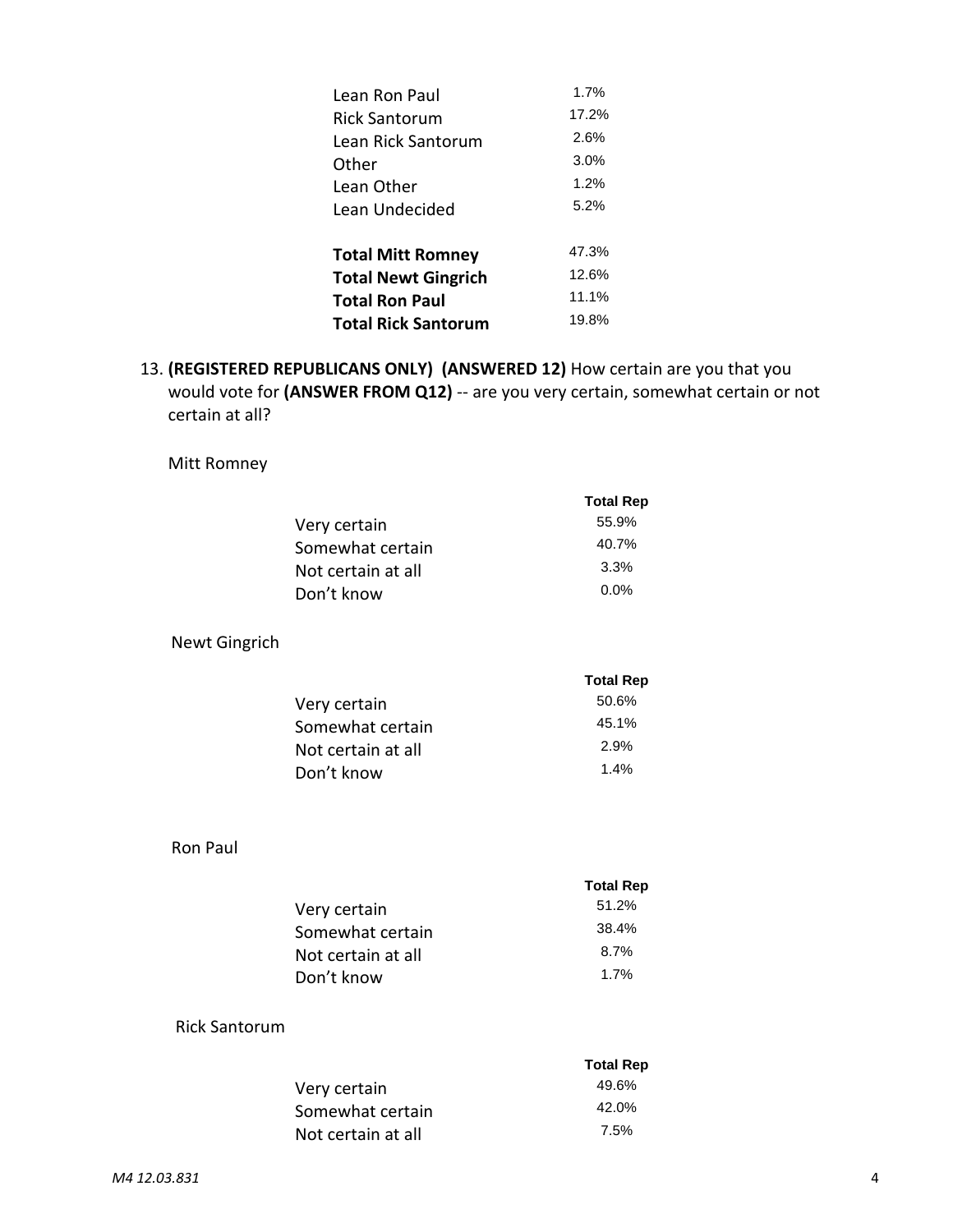| | |
|---|---|
| Lean Ron Paul | 1.7% |
| Rick Santorum | 17.2% |
| Lean Rick Santorum | 2.6% |
| Other | 3.0% |
| Lean Other | 1.2% |
| Lean Undecided | 5.2% |
| | |
| **Total Mitt Romney** | 47.3% |
| **Total Newt Gingrich** | 12.6% |
| **Total Ron Paul** | 11.1% |
| **Total Rick Santorum** | 19.8% |

13. **(REGISTERED REPUBLICANS ONLY) (ANSWERED 12)** How certain are you that you would vote for **(ANSWER FROM Q12)** -- are you very certain, somewhat certain or not certain at all?

Mitt Romney

| | **Total Rep** |
|---|---|
| Very certain | 55.9% |
| Somewhat certain | 40.7% |
| Not certain at all | 3.3% |
| Don't know | 0.0% |

Newt Gingrich

| | **Total Rep** |
|---|---|
| Very certain | 50.6% |
| Somewhat certain | 45.1% |
| Not certain at all | 2.9% |
| Don't know | 1.4% |

Ron Paul

| | **Total Rep** |
|---|---|
| Very certain | 51.2% |
| Somewhat certain | 38.4% |
| Not certain at all | 8.7% |
| Don't know | 1.7% |

Rick Santorum

| | **Total Rep** |
|---|---|
| Very certain | 49.6% |
| Somewhat certain | 42.0% |
| Not certain at all | 7.5% |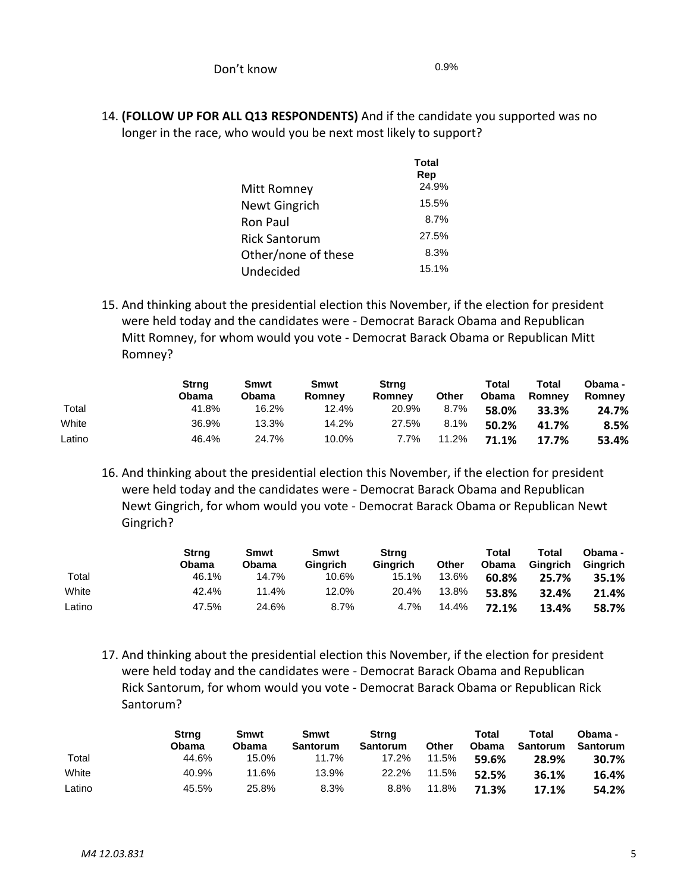| | |
|---|---|
| Don't know | 0.9% |

14. **(FOLLOW UP FOR ALL Q13 RESPONDENTS)** And if the candidate you supported was no longer in the race, who would you be next most likely to support?

| | Total Rep |
|---|---|
| Mitt Romney | 24.9% |
| Newt Gingrich | 15.5% |
| Ron Paul | 8.7% |
| Rick Santorum | 27.5% |
| Other/none of these | 8.3% |
| Undecided | 15.1% |

15. And thinking about the presidential election this November, if the election for president were held today and the candidates were - Democrat Barack Obama and Republican Mitt Romney, for whom would you vote - Democrat Barack Obama or Republican Mitt Romney?

| | Strng Obama | Smwt Obama | Smwt Romney | Strng Romney | Other | Total Obama | Total Romney | Obama - Romney |
|---|---|---|---|---|---|---|---|---|
| Total | 41.8% | 16.2% | 12.4% | 20.9% | 8.7% | **58.0%** | **33.3%** | **24.7%** |
| White | 36.9% | 13.3% | 14.2% | 27.5% | 8.1% | **50.2%** | **41.7%** | **8.5%** |
| Latino | 46.4% | 24.7% | 10.0% | 7.7% | 11.2% | **71.1%** | **17.7%** | **53.4%** |

16. And thinking about the presidential election this November, if the election for president were held today and the candidates were - Democrat Barack Obama and Republican Newt Gingrich, for whom would you vote - Democrat Barack Obama or Republican Newt Gingrich?

| | Strng Obama | Smwt Obama | Smwt Gingrich | Strng Gingrich | Other | Total Obama | Total Gingrich | Obama - Gingrich |
|---|---|---|---|---|---|---|---|---|
| Total | 46.1% | 14.7% | 10.6% | 15.1% | 13.6% | **60.8%** | **25.7%** | **35.1%** |
| White | 42.4% | 11.4% | 12.0% | 20.4% | 13.8% | **53.8%** | **32.4%** | **21.4%** |
| Latino | 47.5% | 24.6% | 8.7% | 4.7% | 14.4% | **72.1%** | **13.4%** | **58.7%** |

17. And thinking about the presidential election this November, if the election for president were held today and the candidates were - Democrat Barack Obama and Republican Rick Santorum, for whom would you vote - Democrat Barack Obama or Republican Rick Santorum?

| | Strng Obama | Smwt Obama | Smwt Santorum | Strng Santorum | Other | Total Obama | Total Santorum | Obama - Santorum |
|---|---|---|---|---|---|---|---|---|
| Total | 44.6% | 15.0% | 11.7% | 17.2% | 11.5% | **59.6%** | **28.9%** | **30.7%** |
| White | 40.9% | 11.6% | 13.9% | 22.2% | 11.5% | **52.5%** | **36.1%** | **16.4%** |
| Latino | 45.5% | 25.8% | 8.3% | 8.8% | 11.8% | **71.3%** | **17.1%** | **54.2%** |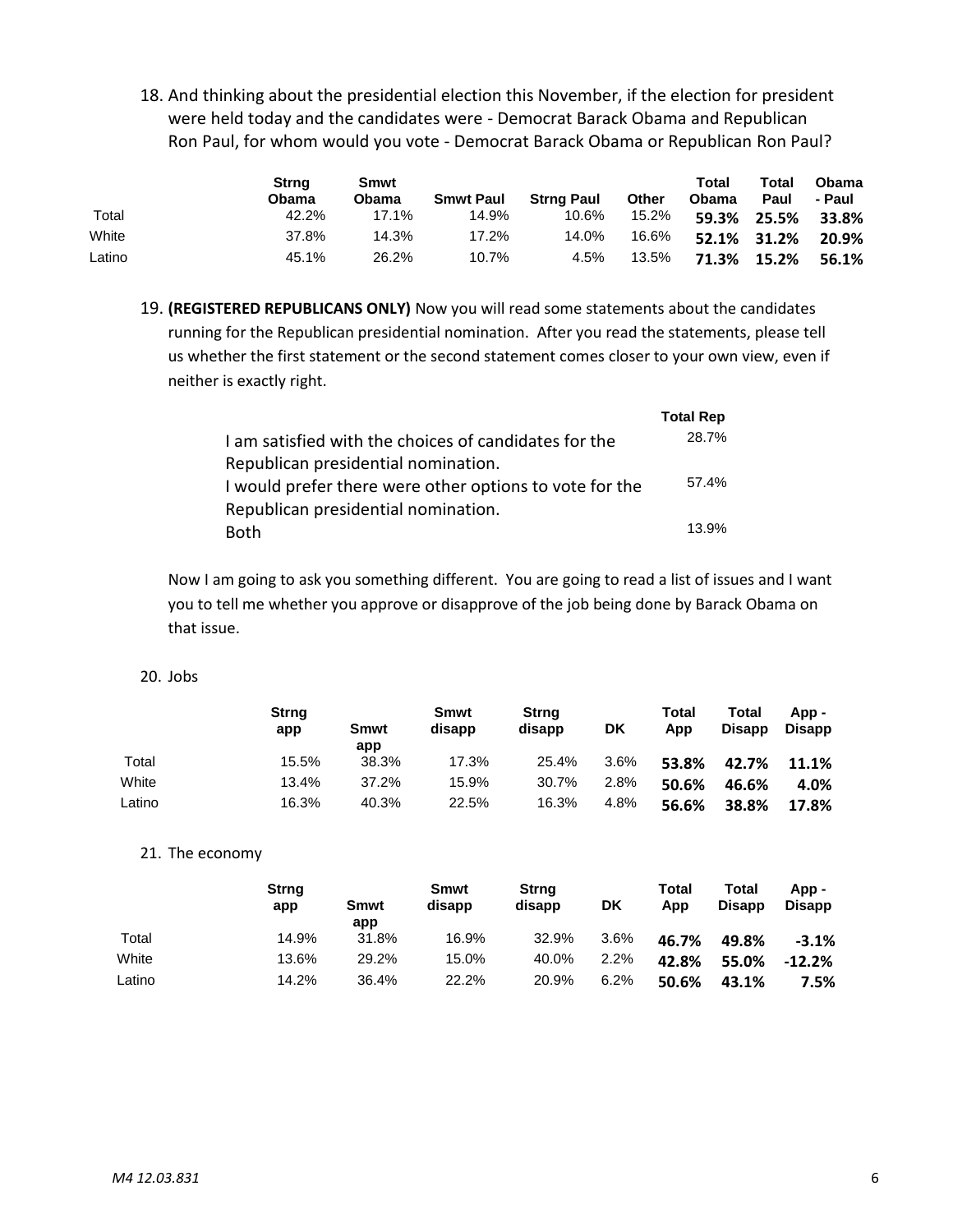18. And thinking about the presidential election this November, if the election for president were held today and the candidates were - Democrat Barack Obama and Republican Ron Paul, for whom would you vote - Democrat Barack Obama or Republican Ron Paul?

| | Strng Obama | Smwt Obama | Smwt Paul | Strng Paul | Other | Total Obama | Total Paul | Obama - Paul |
|---|---|---|---|---|---|---|---|---|
| Total | 42.2% | 17.1% | 14.9% | 10.6% | 15.2% | **59.3%** | **25.5%** | **33.8%** |
| White | 37.8% | 14.3% | 17.2% | 14.0% | 16.6% | **52.1%** | **31.2%** | **20.9%** |
| Latino | 45.1% | 26.2% | 10.7% | 4.5% | 13.5% | **71.3%** | **15.2%** | **56.1%** |

19. **(REGISTERED REPUBLICANS ONLY)** Now you will read some statements about the candidates running for the Republican presidential nomination. After you read the statements, please tell us whether the first statement or the second statement comes closer to your own view, even if neither is exactly right.

| | Total Rep |
|---|---|
| I am satisfied with the choices of candidates for the Republican presidential nomination. | 28.7% |
| I would prefer there were other options to vote for the Republican presidential nomination. | 57.4% |
| Both | 13.9% |

Now I am going to ask you something different. You are going to read a list of issues and I want you to tell me whether you approve or disapprove of the job being done by Barack Obama on that issue.

20. Jobs

| | Strng app | Smwt app | Smwt disapp | Strng disapp | DK | Total App | Total Disapp | App - Disapp |
|---|---|---|---|---|---|---|---|---|
| Total | 15.5% | 38.3% | 17.3% | 25.4% | 3.6% | **53.8%** | **42.7%** | **11.1%** |
| White | 13.4% | 37.2% | 15.9% | 30.7% | 2.8% | **50.6%** | **46.6%** | **4.0%** |
| Latino | 16.3% | 40.3% | 22.5% | 16.3% | 4.8% | **56.6%** | **38.8%** | **17.8%** |

21. The economy

| | Strng app | Smwt app | Smwt disapp | Strng disapp | DK | Total App | Total Disapp | App - Disapp |
|---|---|---|---|---|---|---|---|---|
| Total | 14.9% | 31.8% | 16.9% | 32.9% | 3.6% | **46.7%** | **49.8%** | **-3.1%** |
| White | 13.6% | 29.2% | 15.0% | 40.0% | 2.2% | **42.8%** | **55.0%** | **-12.2%** |
| Latino | 14.2% | 36.4% | 22.2% | 20.9% | 6.2% | **50.6%** | **43.1%** | **7.5%** |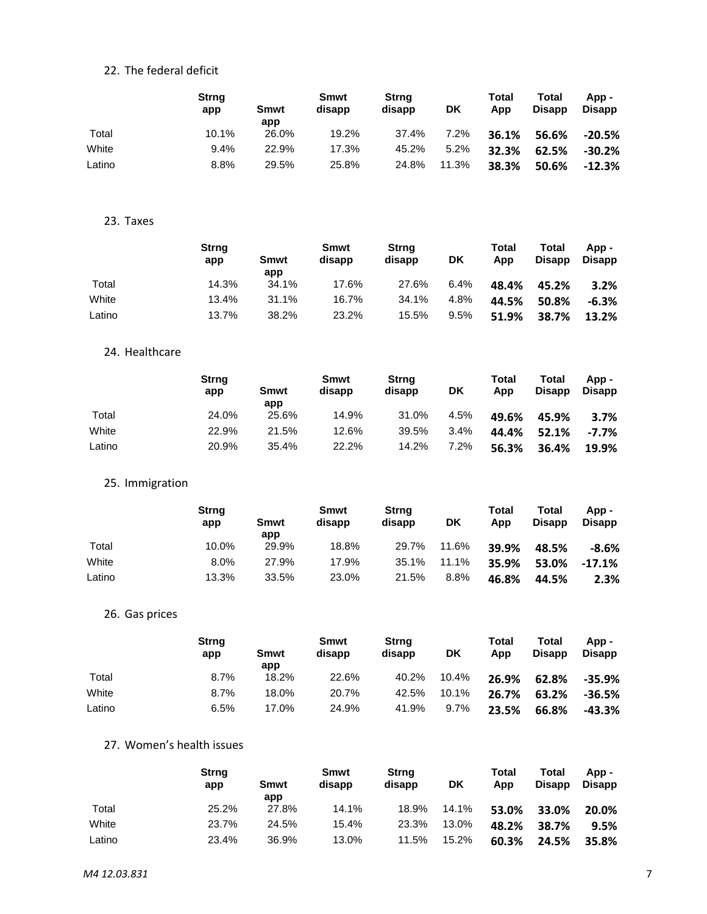22. The federal deficit

| | Strng app | Smwt app | Smwt disapp | Strng disapp | DK | Total App | Total Disapp | App - Disapp |
|---|---|---|---|---|---|---|---|---|
| Total | 10.1% | 26.0% | 19.2% | 37.4% | 7.2% | **36.1%** | **56.6%** | **-20.5%** |
| White | 9.4% | 22.9% | 17.3% | 45.2% | 5.2% | **32.3%** | **62.5%** | **-30.2%** |
| Latino | 8.8% | 29.5% | 25.8% | 24.8% | 11.3% | **38.3%** | **50.6%** | **-12.3%** |

23. Taxes

| | Strng app | Smwt app | Smwt disapp | Strng disapp | DK | Total App | Total Disapp | App - Disapp |
|---|---|---|---|---|---|---|---|---|
| Total | 14.3% | 34.1% | 17.6% | 27.6% | 6.4% | **48.4%** | **45.2%** | **3.2%** |
| White | 13.4% | 31.1% | 16.7% | 34.1% | 4.8% | **44.5%** | **50.8%** | **-6.3%** |
| Latino | 13.7% | 38.2% | 23.2% | 15.5% | 9.5% | **51.9%** | **38.7%** | **13.2%** |

24. Healthcare

| | Strng app | Smwt app | Smwt disapp | Strng disapp | DK | Total App | Total Disapp | App - Disapp |
|---|---|---|---|---|---|---|---|---|
| Total | 24.0% | 25.6% | 14.9% | 31.0% | 4.5% | **49.6%** | **45.9%** | **3.7%** |
| White | 22.9% | 21.5% | 12.6% | 39.5% | 3.4% | **44.4%** | **52.1%** | **-7.7%** |
| Latino | 20.9% | 35.4% | 22.2% | 14.2% | 7.2% | **56.3%** | **36.4%** | **19.9%** |

25. Immigration

| | Strng app | Smwt app | Smwt disapp | Strng disapp | DK | Total App | Total Disapp | App - Disapp |
|---|---|---|---|---|---|---|---|---|
| Total | 10.0% | 29.9% | 18.8% | 29.7% | 11.6% | **39.9%** | **48.5%** | **-8.6%** |
| White | 8.0% | 27.9% | 17.9% | 35.1% | 11.1% | **35.9%** | **53.0%** | **-17.1%** |
| Latino | 13.3% | 33.5% | 23.0% | 21.5% | 8.8% | **46.8%** | **44.5%** | **2.3%** |

26. Gas prices

| | Strng app | Smwt app | Smwt disapp | Strng disapp | DK | Total App | Total Disapp | App - Disapp |
|---|---|---|---|---|---|---|---|---|
| Total | 8.7% | 18.2% | 22.6% | 40.2% | 10.4% | **26.9%** | **62.8%** | **-35.9%** |
| White | 8.7% | 18.0% | 20.7% | 42.5% | 10.1% | **26.7%** | **63.2%** | **-36.5%** |
| Latino | 6.5% | 17.0% | 24.9% | 41.9% | 9.7% | **23.5%** | **66.8%** | **-43.3%** |

27. Women's health issues

| | Strng app | Smwt app | Smwt disapp | Strng disapp | DK | Total App | Total Disapp | App - Disapp |
|---|---|---|---|---|---|---|---|---|
| Total | 25.2% | 27.8% | 14.1% | 18.9% | 14.1% | **53.0%** | **33.0%** | **20.0%** |
| White | 23.7% | 24.5% | 15.4% | 23.3% | 13.0% | **48.2%** | **38.7%** | **9.5%** |
| Latino | 23.4% | 36.9% | 13.0% | 11.5% | 15.2% | **60.3%** | **24.5%** | **35.8%** |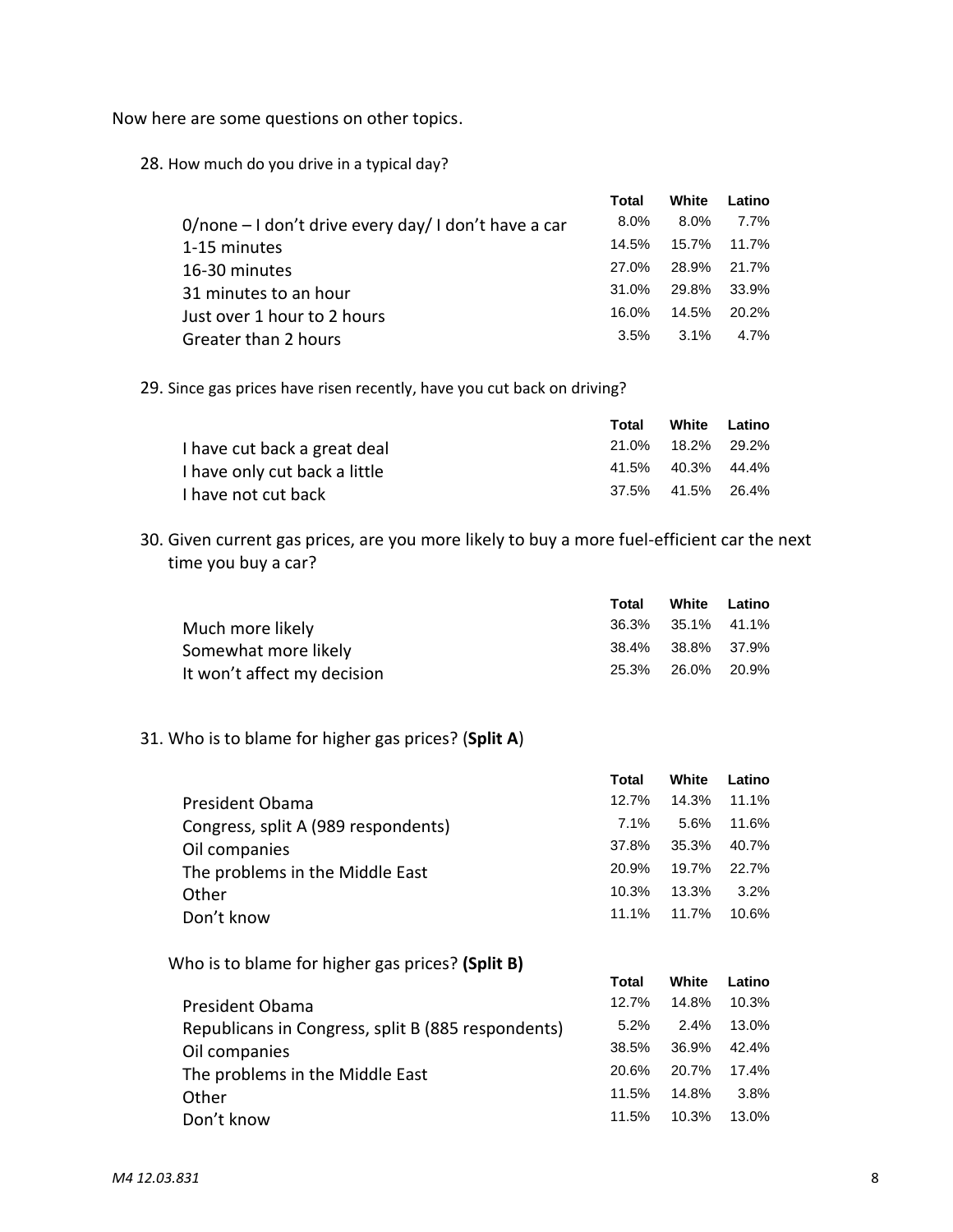Now here are some questions on other topics.

28. How much do you drive in a typical day?

| | Total | White | Latino |
|---|---|---|---|
| 0/none – I don't drive every day/ I don't have a car | 8.0% | 8.0% | 7.7% |
| 1-15 minutes | 14.5% | 15.7% | 11.7% |
| 16-30 minutes | 27.0% | 28.9% | 21.7% |
| 31 minutes to an hour | 31.0% | 29.8% | 33.9% |
| Just over 1 hour to 2 hours | 16.0% | 14.5% | 20.2% |
| Greater than 2 hours | 3.5% | 3.1% | 4.7% |

29. Since gas prices have risen recently, have you cut back on driving?

| | Total | White | Latino |
|---|---|---|---|
| I have cut back a great deal | 21.0% | 18.2% | 29.2% |
| I have only cut back a little | 41.5% | 40.3% | 44.4% |
| I have not cut back | 37.5% | 41.5% | 26.4% |

30. Given current gas prices, are you more likely to buy a more fuel-efficient car the next time you buy a car?

| | Total | White | Latino |
|---|---|---|---|
| Much more likely | 36.3% | 35.1% | 41.1% |
| Somewhat more likely | 38.4% | 38.8% | 37.9% |
| It won't affect my decision | 25.3% | 26.0% | 20.9% |

31. Who is to blame for higher gas prices? (**Split A**)

| | Total | White | Latino |
|---|---|---|---|
| President Obama | 12.7% | 14.3% | 11.1% |
| Congress, split A (989 respondents) | 7.1% | 5.6% | 11.6% |
| Oil companies | 37.8% | 35.3% | 40.7% |
| The problems in the Middle East | 20.9% | 19.7% | 22.7% |
| Other | 10.3% | 13.3% | 3.2% |
| Don't know | 11.1% | 11.7% | 10.6% |

Who is to blame for higher gas prices? **(Split B)**

| | Total | White | Latino |
|---|---|---|---|
| President Obama | 12.7% | 14.8% | 10.3% |
| Republicans in Congress, split B (885 respondents) | 5.2% | 2.4% | 13.0% |
| Oil companies | 38.5% | 36.9% | 42.4% |
| The problems in the Middle East | 20.6% | 20.7% | 17.4% |
| Other | 11.5% | 14.8% | 3.8% |
| Don't know | 11.5% | 10.3% | 13.0% |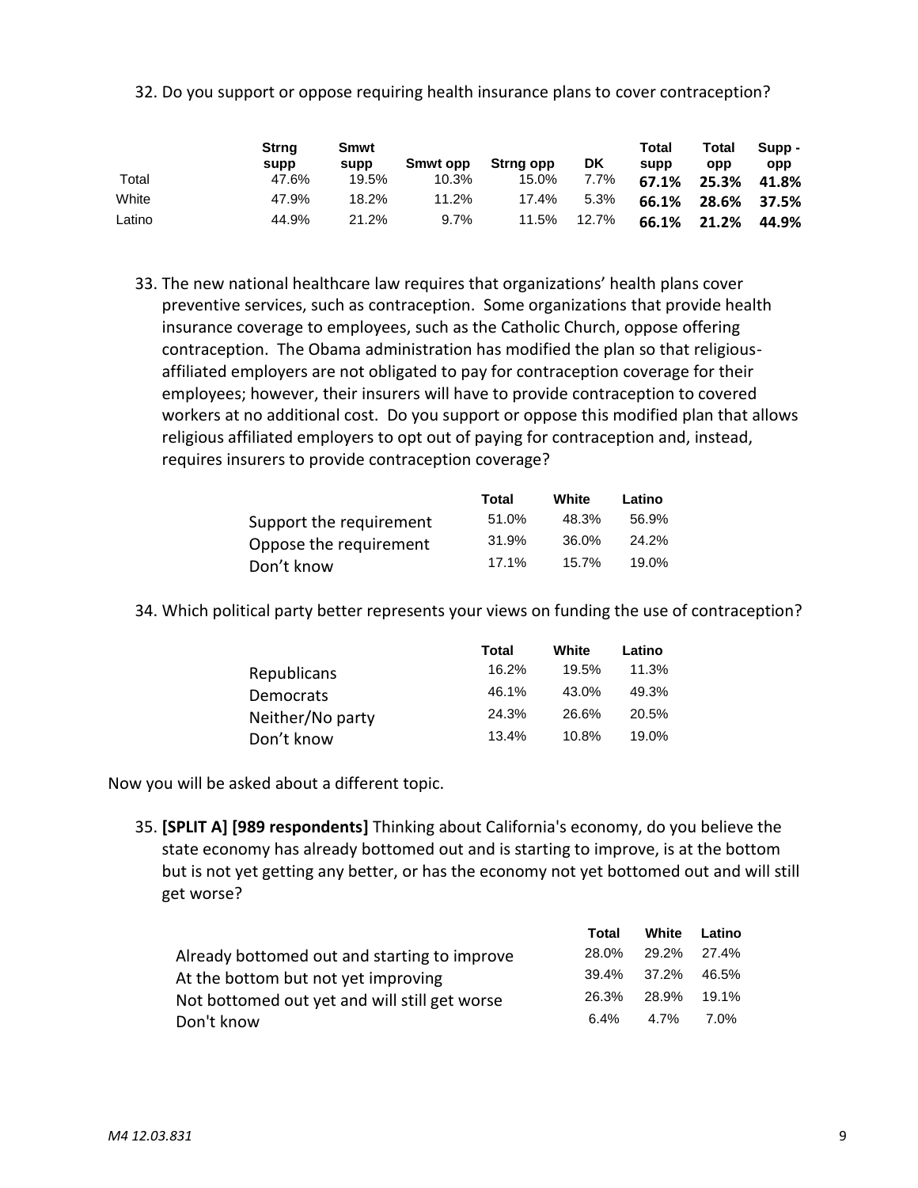32. Do you support or oppose requiring health insurance plans to cover contraception?

| | Strng supp | Smwt supp | Smwt opp | Strng opp | DK | Total supp | Total opp | Supp - opp |
|---|---|---|---|---|---|---|---|---|
| Total | 47.6% | 19.5% | 10.3% | 15.0% | 7.7% | **67.1%** | **25.3%** | **41.8%** |
| White | 47.9% | 18.2% | 11.2% | 17.4% | 5.3% | **66.1%** | **28.6%** | **37.5%** |
| Latino | 44.9% | 21.2% | 9.7% | 11.5% | 12.7% | **66.1%** | **21.2%** | **44.9%** |

33. The new national healthcare law requires that organizations' health plans cover preventive services, such as contraception. Some organizations that provide health insurance coverage to employees, such as the Catholic Church, oppose offering contraception. The Obama administration has modified the plan so that religious-affiliated employers are not obligated to pay for contraception coverage for their employees; however, their insurers will have to provide contraception to covered workers at no additional cost. Do you support or oppose this modified plan that allows religious affiliated employers to opt out of paying for contraception and, instead, requires insurers to provide contraception coverage?

| | Total | White | Latino |
|---|---|---|---|
| Support the requirement | 51.0% | 48.3% | 56.9% |
| Oppose the requirement | 31.9% | 36.0% | 24.2% |
| Don't know | 17.1% | 15.7% | 19.0% |

34. Which political party better represents your views on funding the use of contraception?

| | Total | White | Latino |
|---|---|---|---|
| Republicans | 16.2% | 19.5% | 11.3% |
| Democrats | 46.1% | 43.0% | 49.3% |
| Neither/No party | 24.3% | 26.6% | 20.5% |
| Don't know | 13.4% | 10.8% | 19.0% |

Now you will be asked about a different topic.

35. **[SPLIT A] [989 respondents]** Thinking about California's economy, do you believe the state economy has already bottomed out and is starting to improve, is at the bottom but is not yet getting any better, or has the economy not yet bottomed out and will still get worse?

| | Total | White | Latino |
|---|---|---|---|
| Already bottomed out and starting to improve | 28.0% | 29.2% | 27.4% |
| At the bottom but not yet improving | 39.4% | 37.2% | 46.5% |
| Not bottomed out yet and will still get worse | 26.3% | 28.9% | 19.1% |
| Don't know | 6.4% | 4.7% | 7.0% |

*M4 12.03.831*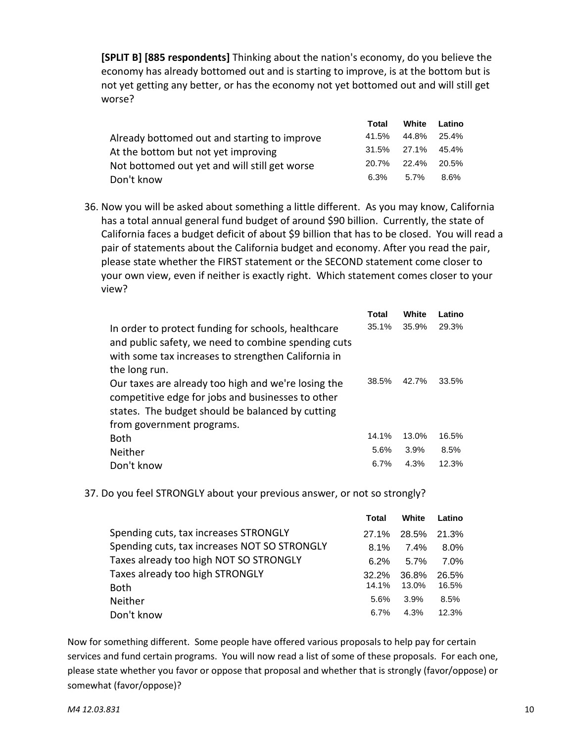**[SPLIT B] [885 respondents]** Thinking about the nation's economy, do you believe the economy has already bottomed out and is starting to improve, is at the bottom but is not yet getting any better, or has the economy not yet bottomed out and will still get worse?

| | Total | White | Latino |
|---|---|---|---|
| Already bottomed out and starting to improve | 41.5% | 44.8% | 25.4% |
| At the bottom but not yet improving | 31.5% | 27.1% | 45.4% |
| Not bottomed out yet and will still get worse | 20.7% | 22.4% | 20.5% |
| Don't know | 6.3% | 5.7% | 8.6% |

36. Now you will be asked about something a little different. As you may know, California has a total annual general fund budget of around $90 billion. Currently, the state of California faces a budget deficit of about $9 billion that has to be closed. You will read a pair of statements about the California budget and economy. After you read the pair, please state whether the FIRST statement or the SECOND statement come closer to your own view, even if neither is exactly right. Which statement comes closer to your view?

| | Total | White | Latino |
|---|---|---|---|
| In order to protect funding for schools, healthcare and public safety, we need to combine spending cuts with some tax increases to strengthen California in the long run. | 35.1% | 35.9% | 29.3% |
| Our taxes are already too high and we're losing the competitive edge for jobs and businesses to other states. The budget should be balanced by cutting from government programs. | 38.5% | 42.7% | 33.5% |
| Both | 14.1% | 13.0% | 16.5% |
| Neither | 5.6% | 3.9% | 8.5% |
| Don't know | 6.7% | 4.3% | 12.3% |

37. Do you feel STRONGLY about your previous answer, or not so strongly?

| | Total | White | Latino |
|---|---|---|---|
| Spending cuts, tax increases STRONGLY | 27.1% | 28.5% | 21.3% |
| Spending cuts, tax increases NOT SO STRONGLY | 8.1% | 7.4% | 8.0% |
| Taxes already too high NOT SO STRONGLY | 6.2% | 5.7% | 7.0% |
| Taxes already too high STRONGLY | 32.2% | 36.8% | 26.5% |
| Both | 14.1% | 13.0% | 16.5% |
| Neither | 5.6% | 3.9% | 8.5% |
| Don't know | 6.7% | 4.3% | 12.3% |

Now for something different. Some people have offered various proposals to help pay for certain services and fund certain programs. You will now read a list of some of these proposals. For each one, please state whether you favor or oppose that proposal and whether that is strongly (favor/oppose) or somewhat (favor/oppose)?

*M4 12.03.831*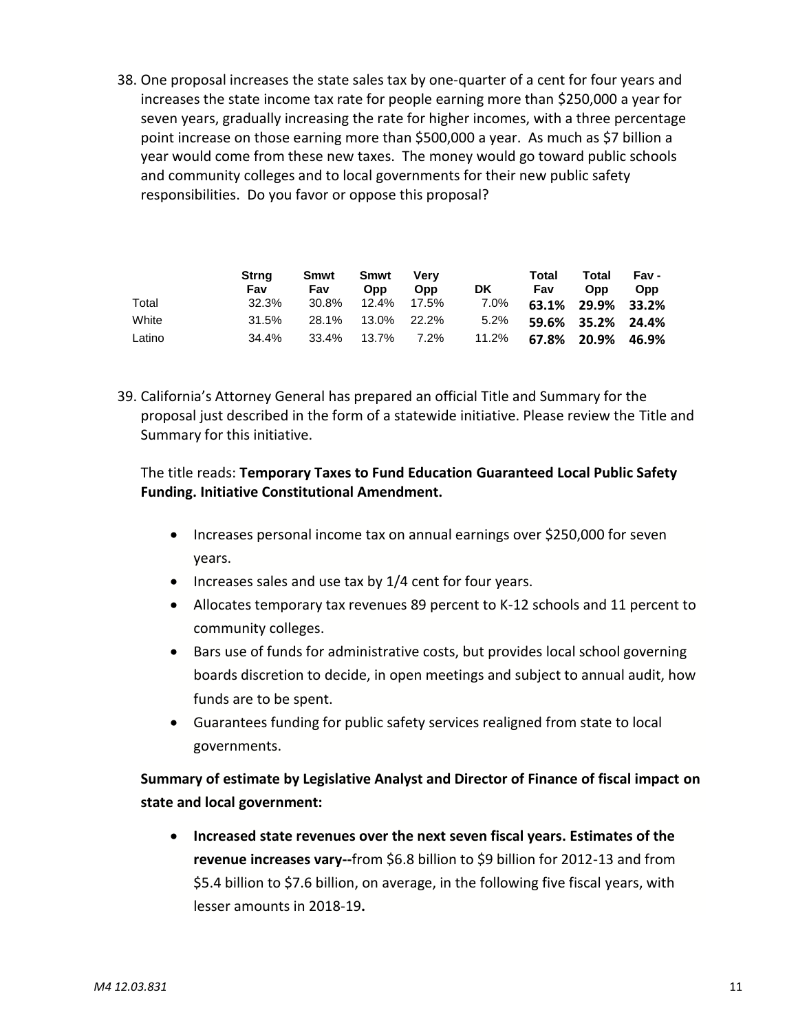38. One proposal increases the state sales tax by one-quarter of a cent for four years and increases the state income tax rate for people earning more than $250,000 a year for seven years, gradually increasing the rate for higher incomes, with a three percentage point increase on those earning more than $500,000 a year. As much as $7 billion a year would come from these new taxes. The money would go toward public schools and community colleges and to local governments for their new public safety responsibilities. Do you favor or oppose this proposal?

| | Strng Fav | Smwt Fav | Smwt Opp | Very Opp | DK | Total Fav | Total Opp | Fav - Opp |
|---|---|---|---|---|---|---|---|---|
| Total | 32.3% | 30.8% | 12.4% | 17.5% | 7.0% | **63.1%** | **29.9%** | **33.2%** |
| White | 31.5% | 28.1% | 13.0% | 22.2% | 5.2% | **59.6%** | **35.2%** | **24.4%** |
| Latino | 34.4% | 33.4% | 13.7% | 7.2% | 11.2% | **67.8%** | **20.9%** | **46.9%** |

39. California's Attorney General has prepared an official Title and Summary for the proposal just described in the form of a statewide initiative. Please review the Title and Summary for this initiative.

    The title reads: **Temporary Taxes to Fund Education Guaranteed Local Public Safety Funding. Initiative Constitutional Amendment.**

    - Increases personal income tax on annual earnings over $250,000 for seven years.
    - Increases sales and use tax by 1/4 cent for four years.
    - Allocates temporary tax revenues 89 percent to K-12 schools and 11 percent to community colleges.
    - Bars use of funds for administrative costs, but provides local school governing boards discretion to decide, in open meetings and subject to annual audit, how funds are to be spent.
    - Guarantees funding for public safety services realigned from state to local governments.

    **Summary of estimate by Legislative Analyst and Director of Finance of fiscal impact on state and local government:**

    - **Increased state revenues over the next seven fiscal years. Estimates of the revenue increases vary--**from $6.8 billion to $9 billion for 2012-13 and from $5.4 billion to $7.6 billion, on average, in the following five fiscal years, with lesser amounts in 2018-19**.**

*M4 12.03.831*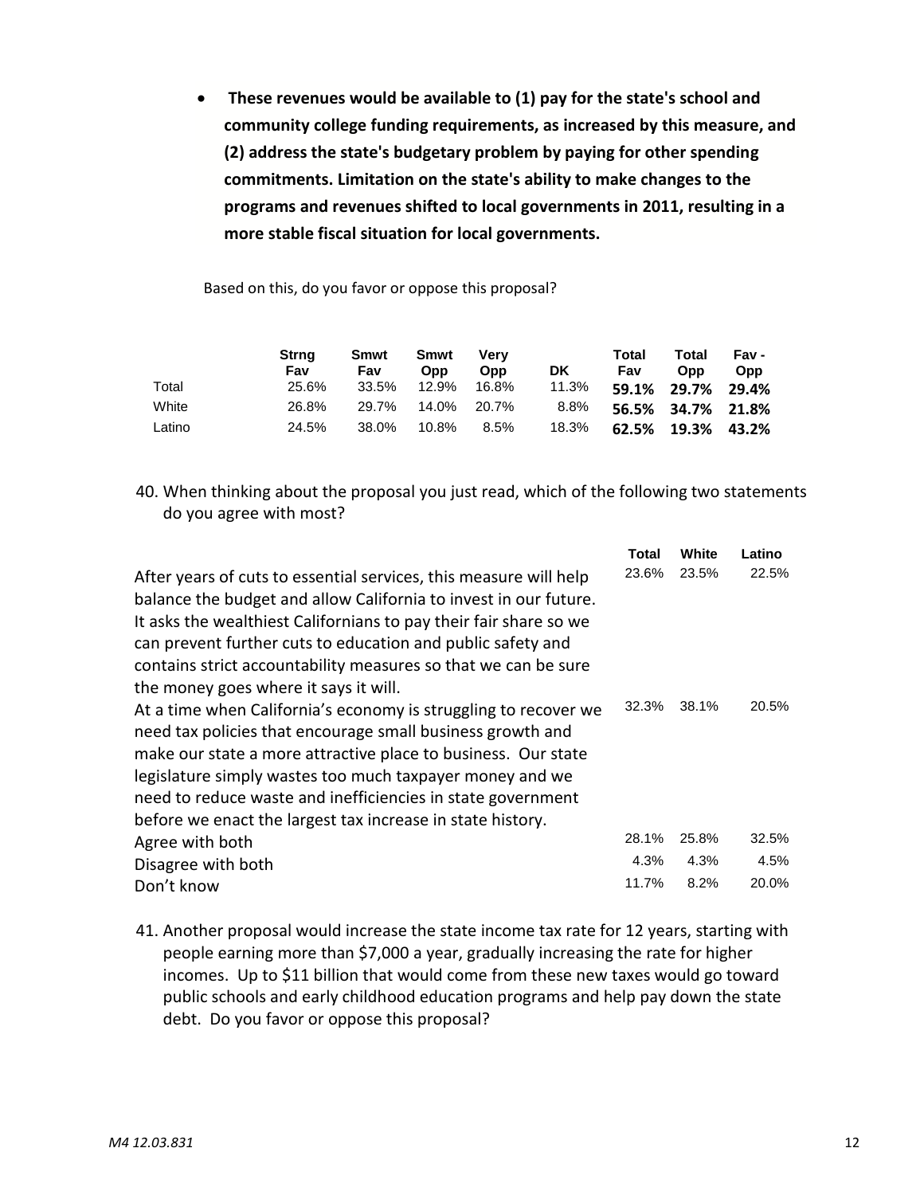- **These revenues would be available to (1) pay for the state's school and community college funding requirements, as increased by this measure, and (2) address the state's budgetary problem by paying for other spending commitments. Limitation on the state's ability to make changes to the programs and revenues shifted to local governments in 2011, resulting in a more stable fiscal situation for local governments.**

Based on this, do you favor or oppose this proposal?

| | Strng Fav | Smwt Fav | Smwt Opp | Very Opp | DK | Total Fav | Total Opp | Fav - Opp |
|---|---|---|---|---|---|---|---|---|
| Total | 25.6% | 33.5% | 12.9% | 16.8% | 11.3% | **59.1%** | **29.7%** | **29.4%** |
| White | 26.8% | 29.7% | 14.0% | 20.7% | 8.8% | **56.5%** | **34.7%** | **21.8%** |
| Latino | 24.5% | 38.0% | 10.8% | 8.5% | 18.3% | **62.5%** | **19.3%** | **43.2%** |

40. When thinking about the proposal you just read, which of the following two statements do you agree with most?

| | Total | White | Latino |
|---|---|---|---|
| After years of cuts to essential services, this measure will help balance the budget and allow California to invest in our future. It asks the wealthiest Californians to pay their fair share so we can prevent further cuts to education and public safety and contains strict accountability measures so that we can be sure the money goes where it says it will. | 23.6% | 23.5% | 22.5% |
| At a time when California's economy is struggling to recover we need tax policies that encourage small business growth and make our state a more attractive place to business. Our state legislature simply wastes too much taxpayer money and we need to reduce waste and inefficiencies in state government before we enact the largest tax increase in state history. | 32.3% | 38.1% | 20.5% |
| Agree with both | 28.1% | 25.8% | 32.5% |
| Disagree with both | 4.3% | 4.3% | 4.5% |
| Don't know | 11.7% | 8.2% | 20.0% |

41. Another proposal would increase the state income tax rate for 12 years, starting with people earning more than $7,000 a year, gradually increasing the rate for higher incomes. Up to $11 billion that would come from these new taxes would go toward public schools and early childhood education programs and help pay down the state debt. Do you favor or oppose this proposal?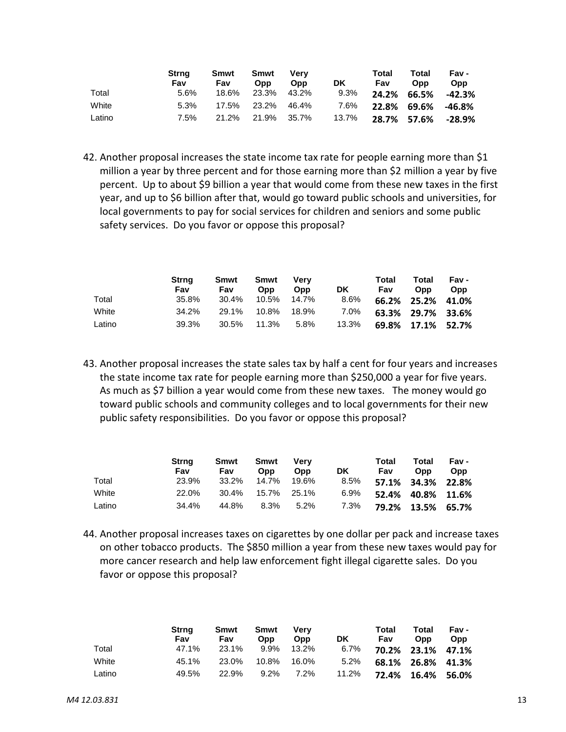| | Strng Fav | Smwt Fav | Smwt Opp | Very Opp | DK | Total Fav | Total Opp | Fav - Opp |
|---|---|---|---|---|---|---|---|---|
| Total | 5.6% | 18.6% | 23.3% | 43.2% | 9.3% | **24.2%** | **66.5%** | **-42.3%** |
| White | 5.3% | 17.5% | 23.2% | 46.4% | 7.6% | **22.8%** | **69.6%** | **-46.8%** |
| Latino | 7.5% | 21.2% | 21.9% | 35.7% | 13.7% | **28.7%** | **57.6%** | **-28.9%** |

42. Another proposal increases the state income tax rate for people earning more than $1 million a year by three percent and for those earning more than $2 million a year by five percent. Up to about $9 billion a year that would come from these new taxes in the first year, and up to $6 billion after that, would go toward public schools and universities, for local governments to pay for social services for children and seniors and some public safety services. Do you favor or oppose this proposal?

| | Strng Fav | Smwt Fav | Smwt Opp | Very Opp | DK | Total Fav | Total Opp | Fav - Opp |
|---|---|---|---|---|---|---|---|---|
| Total | 35.8% | 30.4% | 10.5% | 14.7% | 8.6% | **66.2%** | **25.2%** | **41.0%** |
| White | 34.2% | 29.1% | 10.8% | 18.9% | 7.0% | **63.3%** | **29.7%** | **33.6%** |
| Latino | 39.3% | 30.5% | 11.3% | 5.8% | 13.3% | **69.8%** | **17.1%** | **52.7%** |

43. Another proposal increases the state sales tax by half a cent for four years and increases the state income tax rate for people earning more than $250,000 a year for five years. As much as $7 billion a year would come from these new taxes. The money would go toward public schools and community colleges and to local governments for their new public safety responsibilities. Do you favor or oppose this proposal?

| | Strng Fav | Smwt Fav | Smwt Opp | Very Opp | DK | Total Fav | Total Opp | Fav - Opp |
|---|---|---|---|---|---|---|---|---|
| Total | 23.9% | 33.2% | 14.7% | 19.6% | 8.5% | **57.1%** | **34.3%** | **22.8%** |
| White | 22.0% | 30.4% | 15.7% | 25.1% | 6.9% | **52.4%** | **40.8%** | **11.6%** |
| Latino | 34.4% | 44.8% | 8.3% | 5.2% | 7.3% | **79.2%** | **13.5%** | **65.7%** |

44. Another proposal increases taxes on cigarettes by one dollar per pack and increase taxes on other tobacco products. The $850 million a year from these new taxes would pay for more cancer research and help law enforcement fight illegal cigarette sales. Do you favor or oppose this proposal?

| | Strng Fav | Smwt Fav | Smwt Opp | Very Opp | DK | Total Fav | Total Opp | Fav - Opp |
|---|---|---|---|---|---|---|---|---|
| Total | 47.1% | 23.1% | 9.9% | 13.2% | 6.7% | **70.2%** | **23.1%** | **47.1%** |
| White | 45.1% | 23.0% | 10.8% | 16.0% | 5.2% | **68.1%** | **26.8%** | **41.3%** |
| Latino | 49.5% | 22.9% | 9.2% | 7.2% | 11.2% | **72.4%** | **16.4%** | **56.0%** |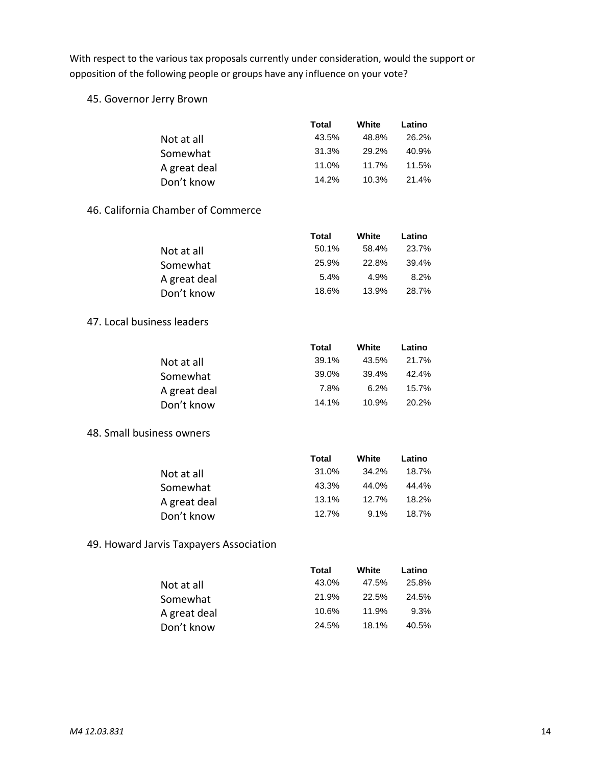With respect to the various tax proposals currently under consideration, would the support or opposition of the following people or groups have any influence on your vote?

45. Governor Jerry Brown

| | Total | White | Latino |
|---|---|---|---|
| Not at all | 43.5% | 48.8% | 26.2% |
| Somewhat | 31.3% | 29.2% | 40.9% |
| A great deal | 11.0% | 11.7% | 11.5% |
| Don't know | 14.2% | 10.3% | 21.4% |

46. California Chamber of Commerce

| | Total | White | Latino |
|---|---|---|---|
| Not at all | 50.1% | 58.4% | 23.7% |
| Somewhat | 25.9% | 22.8% | 39.4% |
| A great deal | 5.4% | 4.9% | 8.2% |
| Don't know | 18.6% | 13.9% | 28.7% |

47. Local business leaders

| | Total | White | Latino |
|---|---|---|---|
| Not at all | 39.1% | 43.5% | 21.7% |
| Somewhat | 39.0% | 39.4% | 42.4% |
| A great deal | 7.8% | 6.2% | 15.7% |
| Don't know | 14.1% | 10.9% | 20.2% |

48. Small business owners

| | Total | White | Latino |
|---|---|---|---|
| Not at all | 31.0% | 34.2% | 18.7% |
| Somewhat | 43.3% | 44.0% | 44.4% |
| A great deal | 13.1% | 12.7% | 18.2% |
| Don't know | 12.7% | 9.1% | 18.7% |

49. Howard Jarvis Taxpayers Association

| | Total | White | Latino |
|---|---|---|---|
| Not at all | 43.0% | 47.5% | 25.8% |
| Somewhat | 21.9% | 22.5% | 24.5% |
| A great deal | 10.6% | 11.9% | 9.3% |
| Don't know | 24.5% | 18.1% | 40.5% |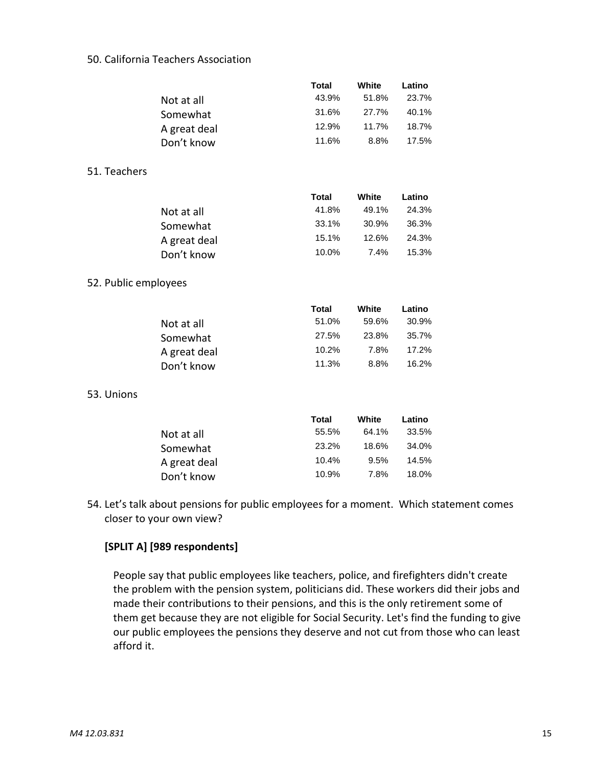50. California Teachers Association

| | Total | White | Latino |
|---|---|---|---|
| Not at all | 43.9% | 51.8% | 23.7% |
| Somewhat | 31.6% | 27.7% | 40.1% |
| A great deal | 12.9% | 11.7% | 18.7% |
| Don't know | 11.6% | 8.8% | 17.5% |

51. Teachers

| | Total | White | Latino |
|---|---|---|---|
| Not at all | 41.8% | 49.1% | 24.3% |
| Somewhat | 33.1% | 30.9% | 36.3% |
| A great deal | 15.1% | 12.6% | 24.3% |
| Don't know | 10.0% | 7.4% | 15.3% |

52. Public employees

| | Total | White | Latino |
|---|---|---|---|
| Not at all | 51.0% | 59.6% | 30.9% |
| Somewhat | 27.5% | 23.8% | 35.7% |
| A great deal | 10.2% | 7.8% | 17.2% |
| Don't know | 11.3% | 8.8% | 16.2% |

53. Unions

| | Total | White | Latino |
|---|---|---|---|
| Not at all | 55.5% | 64.1% | 33.5% |
| Somewhat | 23.2% | 18.6% | 34.0% |
| A great deal | 10.4% | 9.5% | 14.5% |
| Don't know | 10.9% | 7.8% | 18.0% |

54. Let's talk about pensions for public employees for a moment. Which statement comes closer to your own view?

**[SPLIT A] [989 respondents]**

People say that public employees like teachers, police, and firefighters didn't create the problem with the pension system, politicians did. These workers did their jobs and made their contributions to their pensions, and this is the only retirement some of them get because they are not eligible for Social Security. Let's find the funding to give our public employees the pensions they deserve and not cut from those who can least afford it.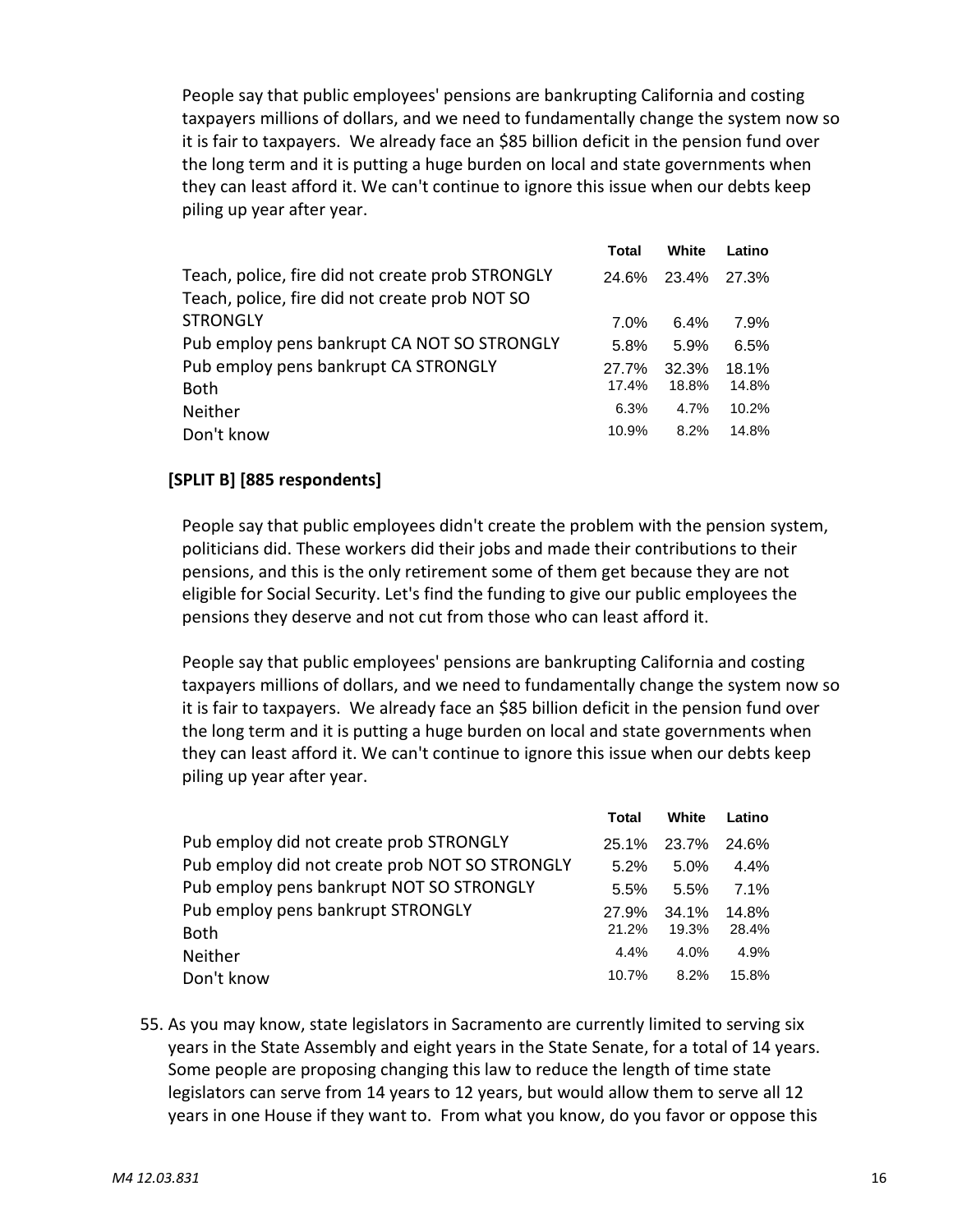People say that public employees' pensions are bankrupting California and costing taxpayers millions of dollars, and we need to fundamentally change the system now so it is fair to taxpayers. We already face an $85 billion deficit in the pension fund over the long term and it is putting a huge burden on local and state governments when they can least afford it. We can't continue to ignore this issue when our debts keep piling up year after year.

| | Total | White | Latino |
|---|---|---|---|
| Teach, police, fire did not create prob STRONGLY | 24.6% | 23.4% | 27.3% |
| Teach, police, fire did not create prob NOT SO STRONGLY | 7.0% | 6.4% | 7.9% |
| Pub employ pens bankrupt CA NOT SO STRONGLY | 5.8% | 5.9% | 6.5% |
| Pub employ pens bankrupt CA STRONGLY | 27.7% | 32.3% | 18.1% |
| Both | 17.4% | 18.8% | 14.8% |
| Neither | 6.3% | 4.7% | 10.2% |
| Don't know | 10.9% | 8.2% | 14.8% |

**[SPLIT B] [885 respondents]**

People say that public employees didn't create the problem with the pension system, politicians did. These workers did their jobs and made their contributions to their pensions, and this is the only retirement some of them get because they are not eligible for Social Security. Let's find the funding to give our public employees the pensions they deserve and not cut from those who can least afford it.

People say that public employees' pensions are bankrupting California and costing taxpayers millions of dollars, and we need to fundamentally change the system now so it is fair to taxpayers. We already face an $85 billion deficit in the pension fund over the long term and it is putting a huge burden on local and state governments when they can least afford it. We can't continue to ignore this issue when our debts keep piling up year after year.

| | Total | White | Latino |
|---|---|---|---|
| Pub employ did not create prob STRONGLY | 25.1% | 23.7% | 24.6% |
| Pub employ did not create prob NOT SO STRONGLY | 5.2% | 5.0% | 4.4% |
| Pub employ pens bankrupt NOT SO STRONGLY | 5.5% | 5.5% | 7.1% |
| Pub employ pens bankrupt STRONGLY | 27.9% | 34.1% | 14.8% |
| Both | 21.2% | 19.3% | 28.4% |
| Neither | 4.4% | 4.0% | 4.9% |
| Don't know | 10.7% | 8.2% | 15.8% |

55. As you may know, state legislators in Sacramento are currently limited to serving six years in the State Assembly and eight years in the State Senate, for a total of 14 years. Some people are proposing changing this law to reduce the length of time state legislators can serve from 14 years to 12 years, but would allow them to serve all 12 years in one House if they want to. From what you know, do you favor or oppose this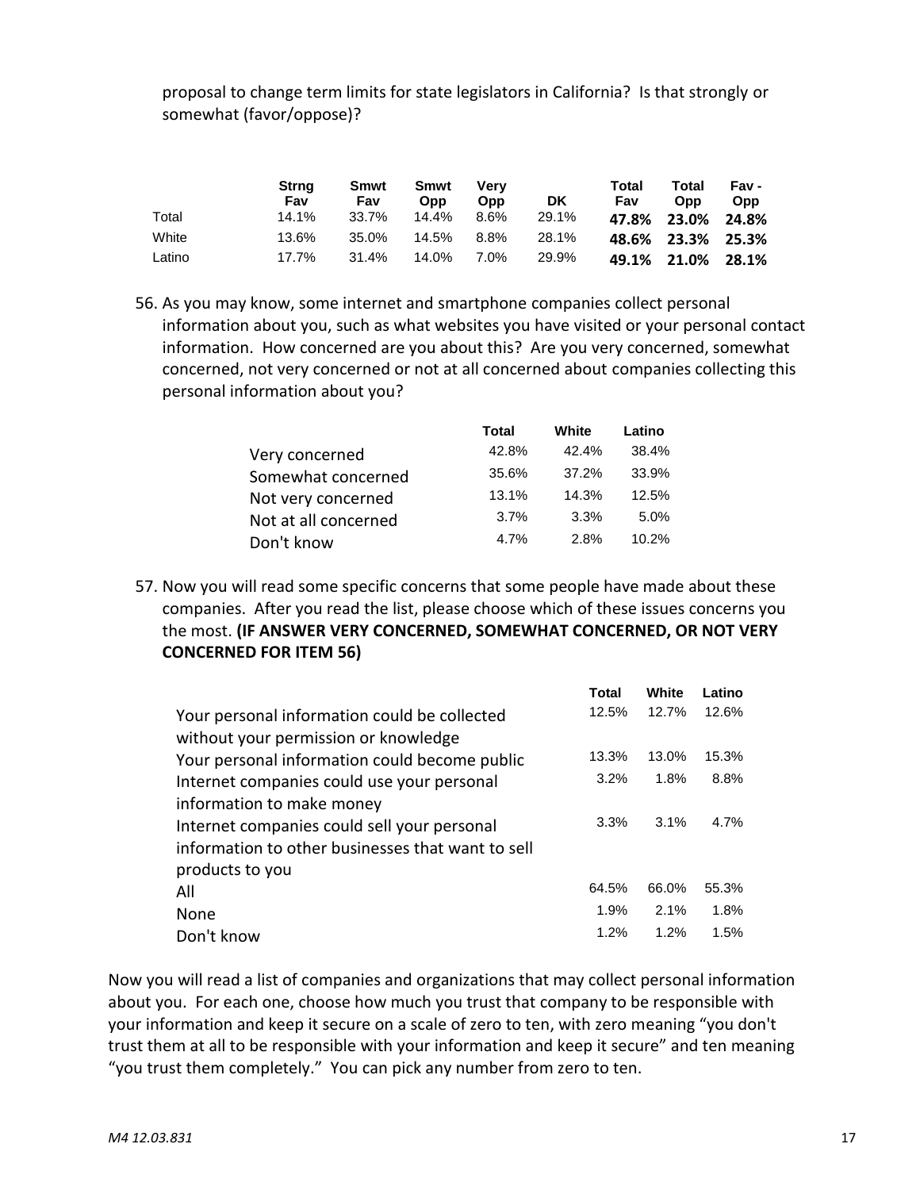proposal to change term limits for state legislators in California? Is that strongly or somewhat (favor/oppose)?

| | Strng Fav | Smwt Fav | Smwt Opp | Very Opp | DK | Total Fav | Total Opp | Fav - Opp |
|---|---|---|---|---|---|---|---|---|
| Total | 14.1% | 33.7% | 14.4% | 8.6% | 29.1% | **47.8%** | **23.0%** | **24.8%** |
| White | 13.6% | 35.0% | 14.5% | 8.8% | 28.1% | **48.6%** | **23.3%** | **25.3%** |
| Latino | 17.7% | 31.4% | 14.0% | 7.0% | 29.9% | **49.1%** | **21.0%** | **28.1%** |

56. As you may know, some internet and smartphone companies collect personal information about you, such as what websites you have visited or your personal contact information. How concerned are you about this? Are you very concerned, somewhat concerned, not very concerned or not at all concerned about companies collecting this personal information about you?

| | Total | White | Latino |
|---|---|---|---|
| Very concerned | 42.8% | 42.4% | 38.4% |
| Somewhat concerned | 35.6% | 37.2% | 33.9% |
| Not very concerned | 13.1% | 14.3% | 12.5% |
| Not at all concerned | 3.7% | 3.3% | 5.0% |
| Don't know | 4.7% | 2.8% | 10.2% |

57. Now you will read some specific concerns that some people have made about these companies. After you read the list, please choose which of these issues concerns you the most. **(IF ANSWER VERY CONCERNED, SOMEWHAT CONCERNED, OR NOT VERY CONCERNED FOR ITEM 56)**

| | Total | White | Latino |
|---|---|---|---|
| Your personal information could be collected without your permission or knowledge | 12.5% | 12.7% | 12.6% |
| Your personal information could become public | 13.3% | 13.0% | 15.3% |
| Internet companies could use your personal information to make money | 3.2% | 1.8% | 8.8% |
| Internet companies could sell your personal information to other businesses that want to sell products to you | 3.3% | 3.1% | 4.7% |
| All | 64.5% | 66.0% | 55.3% |
| None | 1.9% | 2.1% | 1.8% |
| Don't know | 1.2% | 1.2% | 1.5% |

Now you will read a list of companies and organizations that may collect personal information about you. For each one, choose how much you trust that company to be responsible with your information and keep it secure on a scale of zero to ten, with zero meaning "you don't trust them at all to be responsible with your information and keep it secure" and ten meaning "you trust them completely." You can pick any number from zero to ten.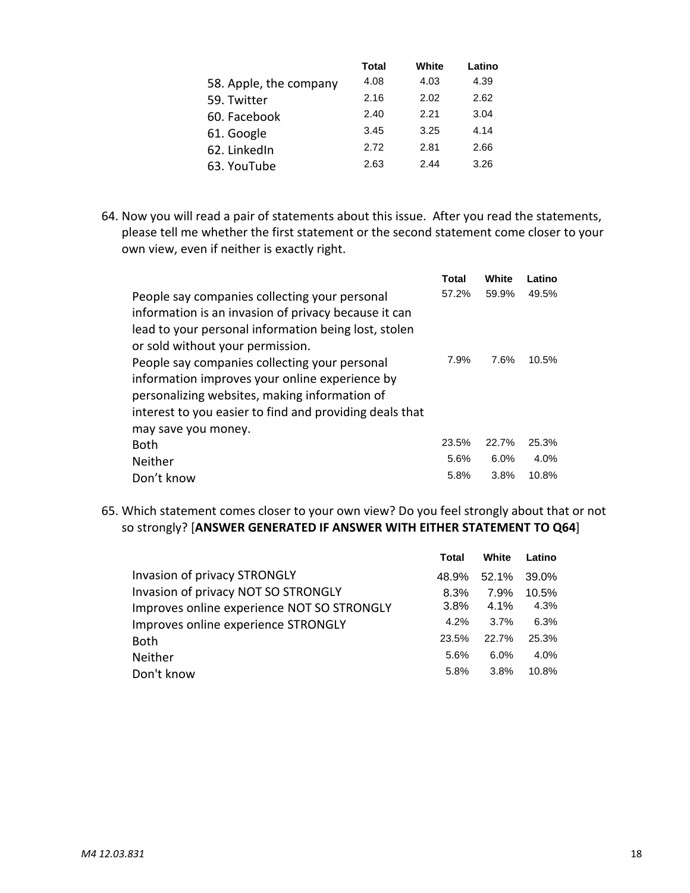| | Total | White | Latino |
|---|---|---|---|
| 58. Apple, the company | 4.08 | 4.03 | 4.39 |
| 59. Twitter | 2.16 | 2.02 | 2.62 |
| 60. Facebook | 2.40 | 2.21 | 3.04 |
| 61. Google | 3.45 | 3.25 | 4.14 |
| 62. LinkedIn | 2.72 | 2.81 | 2.66 |
| 63. YouTube | 2.63 | 2.44 | 3.26 |

64. Now you will read a pair of statements about this issue. After you read the statements, please tell me whether the first statement or the second statement come closer to your own view, even if neither is exactly right.

| | Total | White | Latino |
|---|---|---|---|
| People say companies collecting your personal information is an invasion of privacy because it can lead to your personal information being lost, stolen or sold without your permission. | 57.2% | 59.9% | 49.5% |
| People say companies collecting your personal information improves your online experience by personalizing websites, making information of interest to you easier to find and providing deals that may save you money. | 7.9% | 7.6% | 10.5% |
| Both | 23.5% | 22.7% | 25.3% |
| Neither | 5.6% | 6.0% | 4.0% |
| Don't know | 5.8% | 3.8% | 10.8% |

65. Which statement comes closer to your own view? Do you feel strongly about that or not so strongly? [**ANSWER GENERATED IF ANSWER WITH EITHER STATEMENT TO Q64**]

| | Total | White | Latino |
|---|---|---|---|
| Invasion of privacy STRONGLY | 48.9% | 52.1% | 39.0% |
| Invasion of privacy NOT SO STRONGLY | 8.3% | 7.9% | 10.5% |
| Improves online experience NOT SO STRONGLY | 3.8% | 4.1% | 4.3% |
| Improves online experience STRONGLY | 4.2% | 3.7% | 6.3% |
| Both | 23.5% | 22.7% | 25.3% |
| Neither | 5.6% | 6.0% | 4.0% |
| Don't know | 5.8% | 3.8% | 10.8% |

*M4 12.03.831*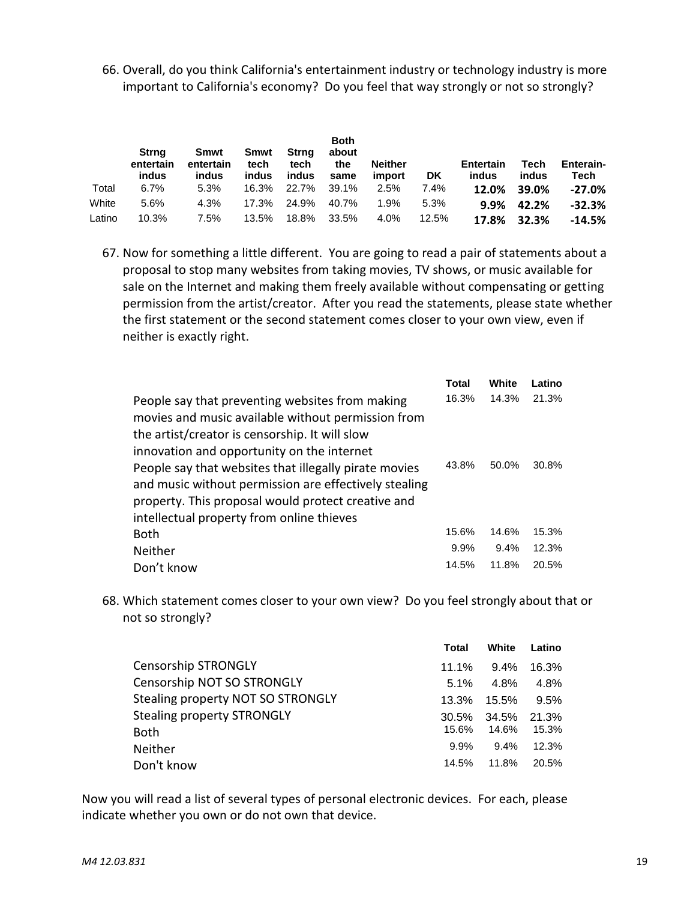66. Overall, do you think California's entertainment industry or technology industry is more important to California's economy? Do you feel that way strongly or not so strongly?

| | Strng entertain indus | Smwt entertain indus | Smwt tech indus | Strng tech indus | Both about the same | Neither import | DK | Entertain indus | Tech indus | Enterain-Tech |
|---|---|---|---|---|---|---|---|---|---|---|
| Total | 6.7% | 5.3% | 16.3% | 22.7% | 39.1% | 2.5% | 7.4% | **12.0%** | **39.0%** | **-27.0%** |
| White | 5.6% | 4.3% | 17.3% | 24.9% | 40.7% | 1.9% | 5.3% | **9.9%** | **42.2%** | **-32.3%** |
| Latino | 10.3% | 7.5% | 13.5% | 18.8% | 33.5% | 4.0% | 12.5% | **17.8%** | **32.3%** | **-14.5%** |

67. Now for something a little different. You are going to read a pair of statements about a proposal to stop many websites from taking movies, TV shows, or music available for sale on the Internet and making them freely available without compensating or getting permission from the artist/creator. After you read the statements, please state whether the first statement or the second statement comes closer to your own view, even if neither is exactly right.

| | Total | White | Latino |
|---|---|---|---|
| People say that preventing websites from making movies and music available without permission from the artist/creator is censorship. It will slow innovation and opportunity on the internet | 16.3% | 14.3% | 21.3% |
| People say that websites that illegally pirate movies and music without permission are effectively stealing property. This proposal would protect creative and intellectual property from online thieves | 43.8% | 50.0% | 30.8% |
| Both | 15.6% | 14.6% | 15.3% |
| Neither | 9.9% | 9.4% | 12.3% |
| Don't know | 14.5% | 11.8% | 20.5% |

68. Which statement comes closer to your own view? Do you feel strongly about that or not so strongly?

| | Total | White | Latino |
|---|---|---|---|
| Censorship STRONGLY | 11.1% | 9.4% | 16.3% |
| Censorship NOT SO STRONGLY | 5.1% | 4.8% | 4.8% |
| Stealing property NOT SO STRONGLY | 13.3% | 15.5% | 9.5% |
| Stealing property STRONGLY | 30.5% | 34.5% | 21.3% |
| Both | 15.6% | 14.6% | 15.3% |
| Neither | 9.9% | 9.4% | 12.3% |
| Don't know | 14.5% | 11.8% | 20.5% |

Now you will read a list of several types of personal electronic devices. For each, please indicate whether you own or do not own that device.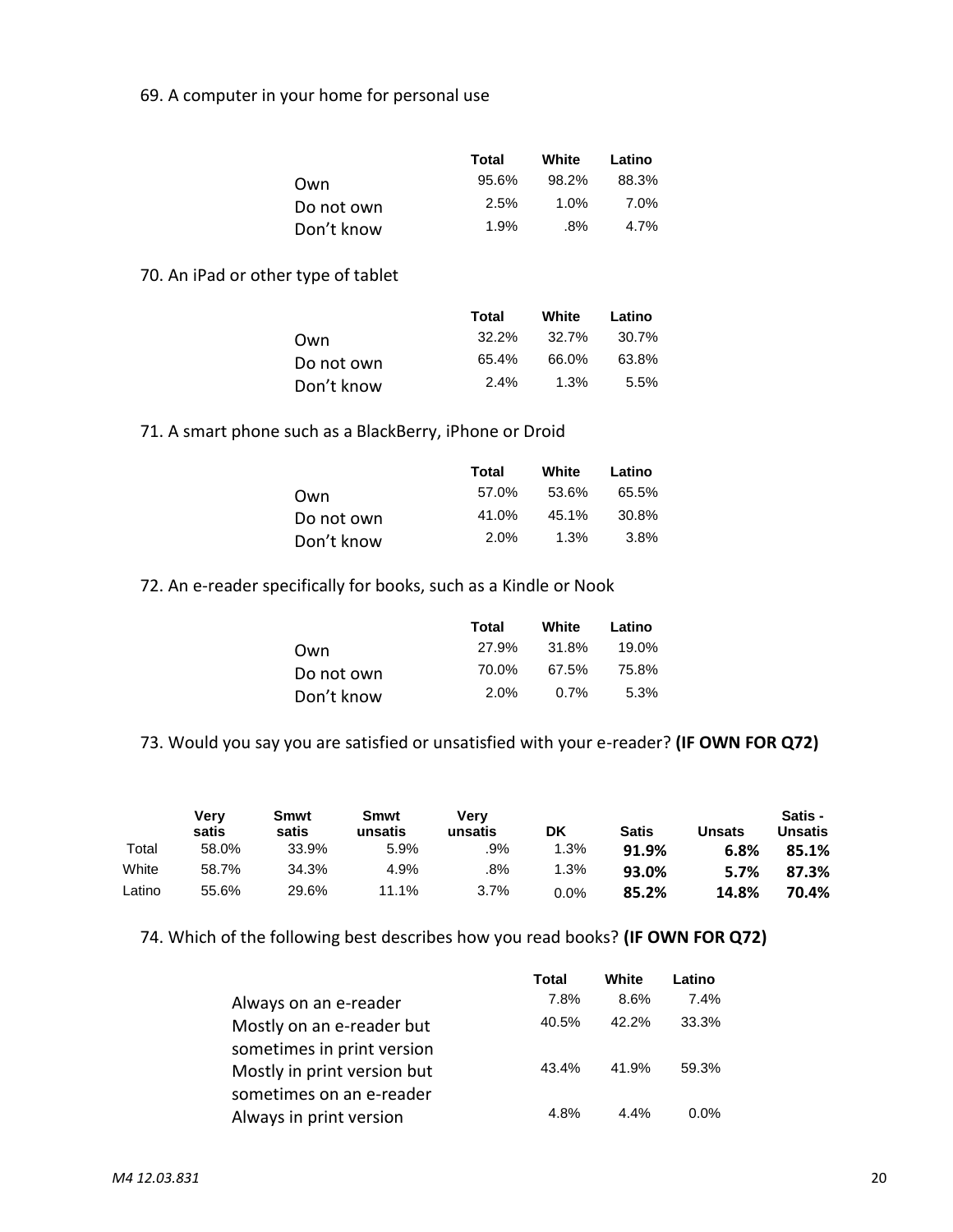69. A computer in your home for personal use

| | Total | White | Latino |
|---|---|---|---|
| Own | 95.6% | 98.2% | 88.3% |
| Do not own | 2.5% | 1.0% | 7.0% |
| Don't know | 1.9% | .8% | 4.7% |

70. An iPad or other type of tablet

| | Total | White | Latino |
|---|---|---|---|
| Own | 32.2% | 32.7% | 30.7% |
| Do not own | 65.4% | 66.0% | 63.8% |
| Don't know | 2.4% | 1.3% | 5.5% |

71. A smart phone such as a BlackBerry, iPhone or Droid

| | Total | White | Latino |
|---|---|---|---|
| Own | 57.0% | 53.6% | 65.5% |
| Do not own | 41.0% | 45.1% | 30.8% |
| Don't know | 2.0% | 1.3% | 3.8% |

72. An e-reader specifically for books, such as a Kindle or Nook

| | Total | White | Latino |
|---|---|---|---|
| Own | 27.9% | 31.8% | 19.0% |
| Do not own | 70.0% | 67.5% | 75.8% |
| Don't know | 2.0% | 0.7% | 5.3% |

73. Would you say you are satisfied or unsatisfied with your e-reader? **(IF OWN FOR Q72)**

| | Very satis | Smwt satis | Smwt unsatis | Very unsatis | DK | Satis | Unsats | Satis - Unsatis |
|---|---|---|---|---|---|---|---|---|
| Total | 58.0% | 33.9% | 5.9% | .9% | 1.3% | **91.9%** | **6.8%** | **85.1%** |
| White | 58.7% | 34.3% | 4.9% | .8% | 1.3% | **93.0%** | **5.7%** | **87.3%** |
| Latino | 55.6% | 29.6% | 11.1% | 3.7% | 0.0% | **85.2%** | **14.8%** | **70.4%** |

74. Which of the following best describes how you read books? **(IF OWN FOR Q72)**

| | Total | White | Latino |
|---|---|---|---|
| Always on an e-reader | 7.8% | 8.6% | 7.4% |
| Mostly on an e-reader but sometimes in print version | 40.5% | 42.2% | 33.3% |
| Mostly in print version but sometimes on an e-reader | 43.4% | 41.9% | 59.3% |
| Always in print version | 4.8% | 4.4% | 0.0% |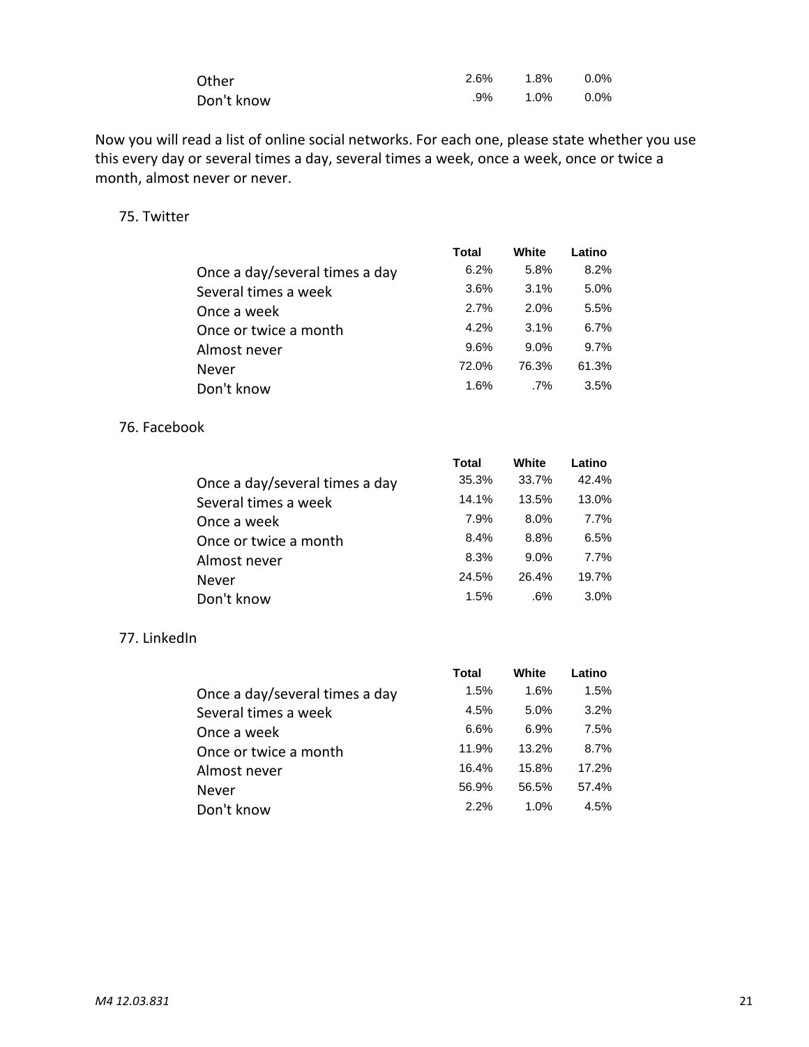| | | | |
|---|---|---|---|
| Other | 2.6% | 1.8% | 0.0% |
| Don't know | .9% | 1.0% | 0.0% |

Now you will read a list of online social networks. For each one, please state whether you use this every day or several times a day, several times a week, once a week, once or twice a month, almost never or never.

75. Twitter

| | Total | White | Latino |
|---|---|---|---|
| Once a day/several times a day | 6.2% | 5.8% | 8.2% |
| Several times a week | 3.6% | 3.1% | 5.0% |
| Once a week | 2.7% | 2.0% | 5.5% |
| Once or twice a month | 4.2% | 3.1% | 6.7% |
| Almost never | 9.6% | 9.0% | 9.7% |
| Never | 72.0% | 76.3% | 61.3% |
| Don't know | 1.6% | .7% | 3.5% |

76. Facebook

| | Total | White | Latino |
|---|---|---|---|
| Once a day/several times a day | 35.3% | 33.7% | 42.4% |
| Several times a week | 14.1% | 13.5% | 13.0% |
| Once a week | 7.9% | 8.0% | 7.7% |
| Once or twice a month | 8.4% | 8.8% | 6.5% |
| Almost never | 8.3% | 9.0% | 7.7% |
| Never | 24.5% | 26.4% | 19.7% |
| Don't know | 1.5% | .6% | 3.0% |

77. LinkedIn

| | Total | White | Latino |
|---|---|---|---|
| Once a day/several times a day | 1.5% | 1.6% | 1.5% |
| Several times a week | 4.5% | 5.0% | 3.2% |
| Once a week | 6.6% | 6.9% | 7.5% |
| Once or twice a month | 11.9% | 13.2% | 8.7% |
| Almost never | 16.4% | 15.8% | 17.2% |
| Never | 56.9% | 56.5% | 57.4% |
| Don't know | 2.2% | 1.0% | 4.5% |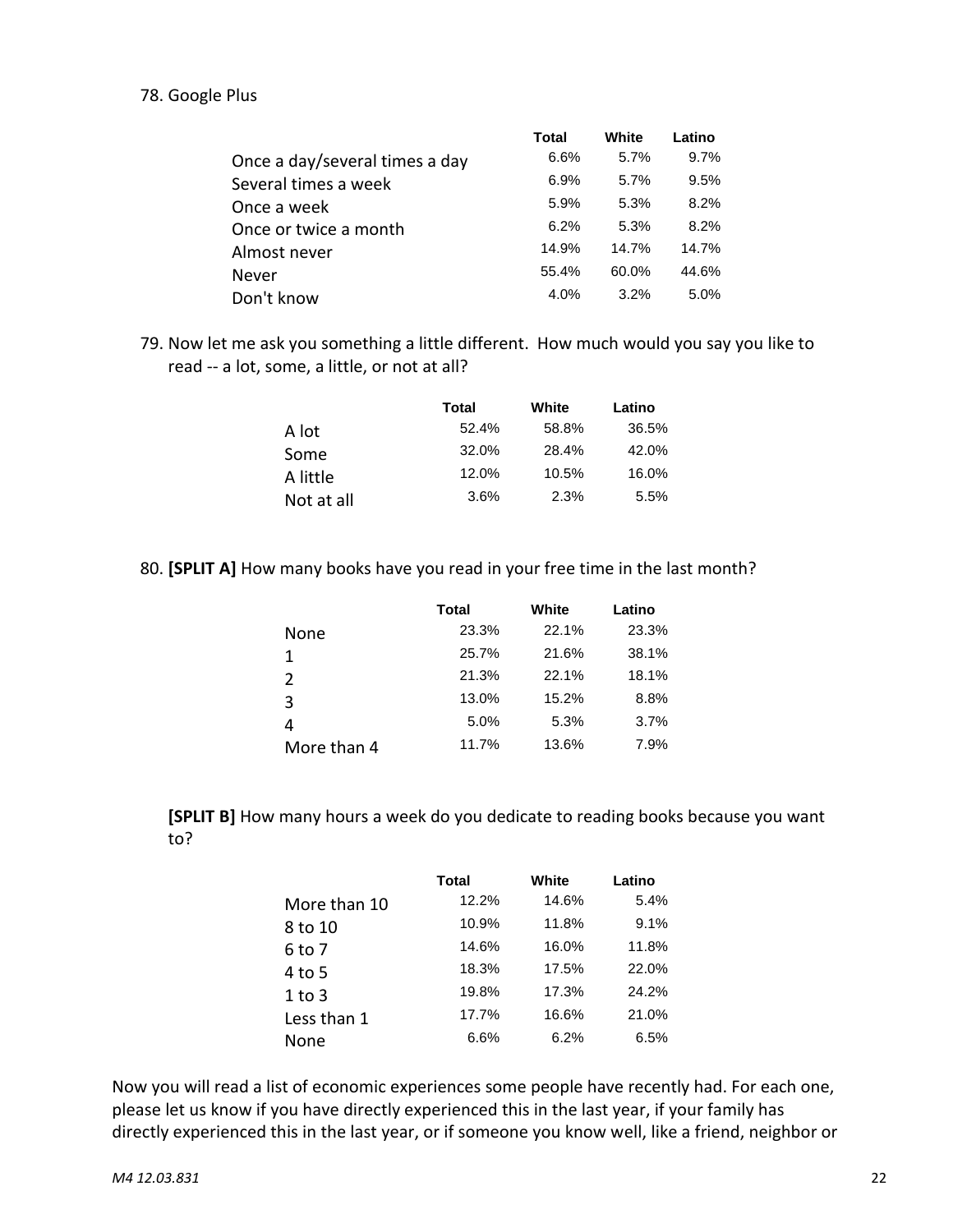78. Google Plus

| | Total | White | Latino |
|---|---|---|---|
| Once a day/several times a day | 6.6% | 5.7% | 9.7% |
| Several times a week | 6.9% | 5.7% | 9.5% |
| Once a week | 5.9% | 5.3% | 8.2% |
| Once or twice a month | 6.2% | 5.3% | 8.2% |
| Almost never | 14.9% | 14.7% | 14.7% |
| Never | 55.4% | 60.0% | 44.6% |
| Don't know | 4.0% | 3.2% | 5.0% |

79. Now let me ask you something a little different. How much would you say you like to read -- a lot, some, a little, or not at all?

| | Total | White | Latino |
|---|---|---|---|
| A lot | 52.4% | 58.8% | 36.5% |
| Some | 32.0% | 28.4% | 42.0% |
| A little | 12.0% | 10.5% | 16.0% |
| Not at all | 3.6% | 2.3% | 5.5% |

80. **[SPLIT A]** How many books have you read in your free time in the last month?

| | Total | White | Latino |
|---|---|---|---|
| None | 23.3% | 22.1% | 23.3% |
| 1 | 25.7% | 21.6% | 38.1% |
| 2 | 21.3% | 22.1% | 18.1% |
| 3 | 13.0% | 15.2% | 8.8% |
| 4 | 5.0% | 5.3% | 3.7% |
| More than 4 | 11.7% | 13.6% | 7.9% |

**[SPLIT B]** How many hours a week do you dedicate to reading books because you want to?

| | Total | White | Latino |
|---|---|---|---|
| More than 10 | 12.2% | 14.6% | 5.4% |
| 8 to 10 | 10.9% | 11.8% | 9.1% |
| 6 to 7 | 14.6% | 16.0% | 11.8% |
| 4 to 5 | 18.3% | 17.5% | 22.0% |
| 1 to 3 | 19.8% | 17.3% | 24.2% |
| Less than 1 | 17.7% | 16.6% | 21.0% |
| None | 6.6% | 6.2% | 6.5% |

Now you will read a list of economic experiences some people have recently had. For each one, please let us know if you have directly experienced this in the last year, if your family has directly experienced this in the last year, or if someone you know well, like a friend, neighbor or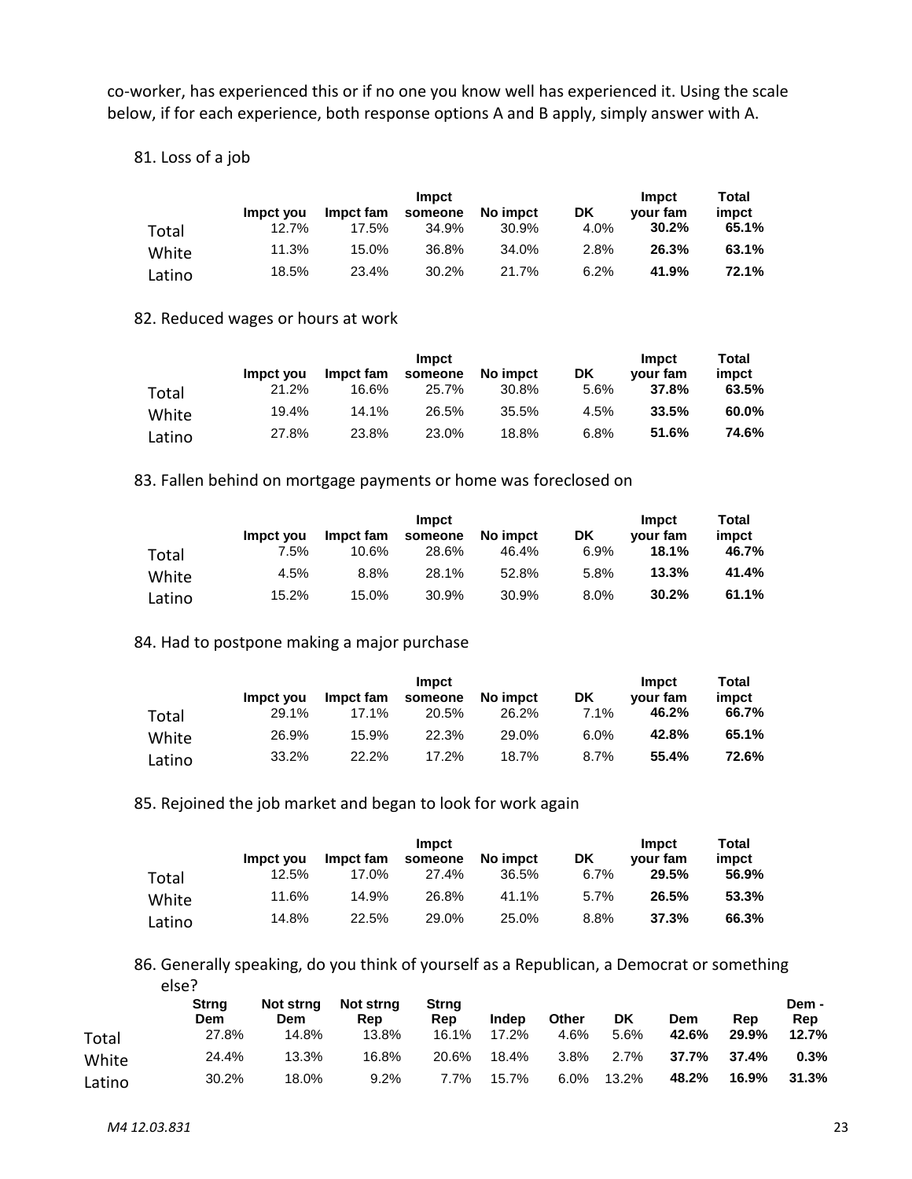co-worker, has experienced this or if no one you know well has experienced it. Using the scale below, if for each experience, both response options A and B apply, simply answer with A.

81. Loss of a job

| | Impct you | Impct fam | Impct someone | No impct | DK | Impct your fam | Total impct |
|---|---|---|---|---|---|---|---|
| Total | 12.7% | 17.5% | 34.9% | 30.9% | 4.0% | **30.2%** | **65.1%** |
| White | 11.3% | 15.0% | 36.8% | 34.0% | 2.8% | **26.3%** | **63.1%** |
| Latino | 18.5% | 23.4% | 30.2% | 21.7% | 6.2% | **41.9%** | **72.1%** |

82. Reduced wages or hours at work

| | Impct you | Impct fam | Impct someone | No impct | DK | Impct your fam | Total impct |
|---|---|---|---|---|---|---|---|
| Total | 21.2% | 16.6% | 25.7% | 30.8% | 5.6% | **37.8%** | **63.5%** |
| White | 19.4% | 14.1% | 26.5% | 35.5% | 4.5% | **33.5%** | **60.0%** |
| Latino | 27.8% | 23.8% | 23.0% | 18.8% | 6.8% | **51.6%** | **74.6%** |

83. Fallen behind on mortgage payments or home was foreclosed on

| | Impct you | Impct fam | Impct someone | No impct | DK | Impct your fam | Total impct |
|---|---|---|---|---|---|---|---|
| Total | 7.5% | 10.6% | 28.6% | 46.4% | 6.9% | **18.1%** | **46.7%** |
| White | 4.5% | 8.8% | 28.1% | 52.8% | 5.8% | **13.3%** | **41.4%** |
| Latino | 15.2% | 15.0% | 30.9% | 30.9% | 8.0% | **30.2%** | **61.1%** |

84. Had to postpone making a major purchase

| | Impct you | Impct fam | Impct someone | No impct | DK | Impct your fam | Total impct |
|---|---|---|---|---|---|---|---|
| Total | 29.1% | 17.1% | 20.5% | 26.2% | 7.1% | **46.2%** | **66.7%** |
| White | 26.9% | 15.9% | 22.3% | 29.0% | 6.0% | **42.8%** | **65.1%** |
| Latino | 33.2% | 22.2% | 17.2% | 18.7% | 8.7% | **55.4%** | **72.6%** |

85. Rejoined the job market and began to look for work again

| | Impct you | Impct fam | Impct someone | No impct | DK | Impct your fam | Total impct |
|---|---|---|---|---|---|---|---|
| Total | 12.5% | 17.0% | 27.4% | 36.5% | 6.7% | **29.5%** | **56.9%** |
| White | 11.6% | 14.9% | 26.8% | 41.1% | 5.7% | **26.5%** | **53.3%** |
| Latino | 14.8% | 22.5% | 29.0% | 25.0% | 8.8% | **37.3%** | **66.3%** |

86. Generally speaking, do you think of yourself as a Republican, a Democrat or something else?

| | Strng Dem | Not strng Dem | Not strng Rep | Strng Rep | Indep | Other | DK | Dem | Rep | Dem - Rep |
|---|---|---|---|---|---|---|---|---|---|---|
| Total | 27.8% | 14.8% | 13.8% | 16.1% | 17.2% | 4.6% | 5.6% | **42.6%** | **29.9%** | **12.7%** |
| White | 24.4% | 13.3% | 16.8% | 20.6% | 18.4% | 3.8% | 2.7% | **37.7%** | **37.4%** | **0.3%** |
| Latino | 30.2% | 18.0% | 9.2% | 7.7% | 15.7% | 6.0% | 13.2% | **48.2%** | **16.9%** | **31.3%** |

*M4 12.03.831*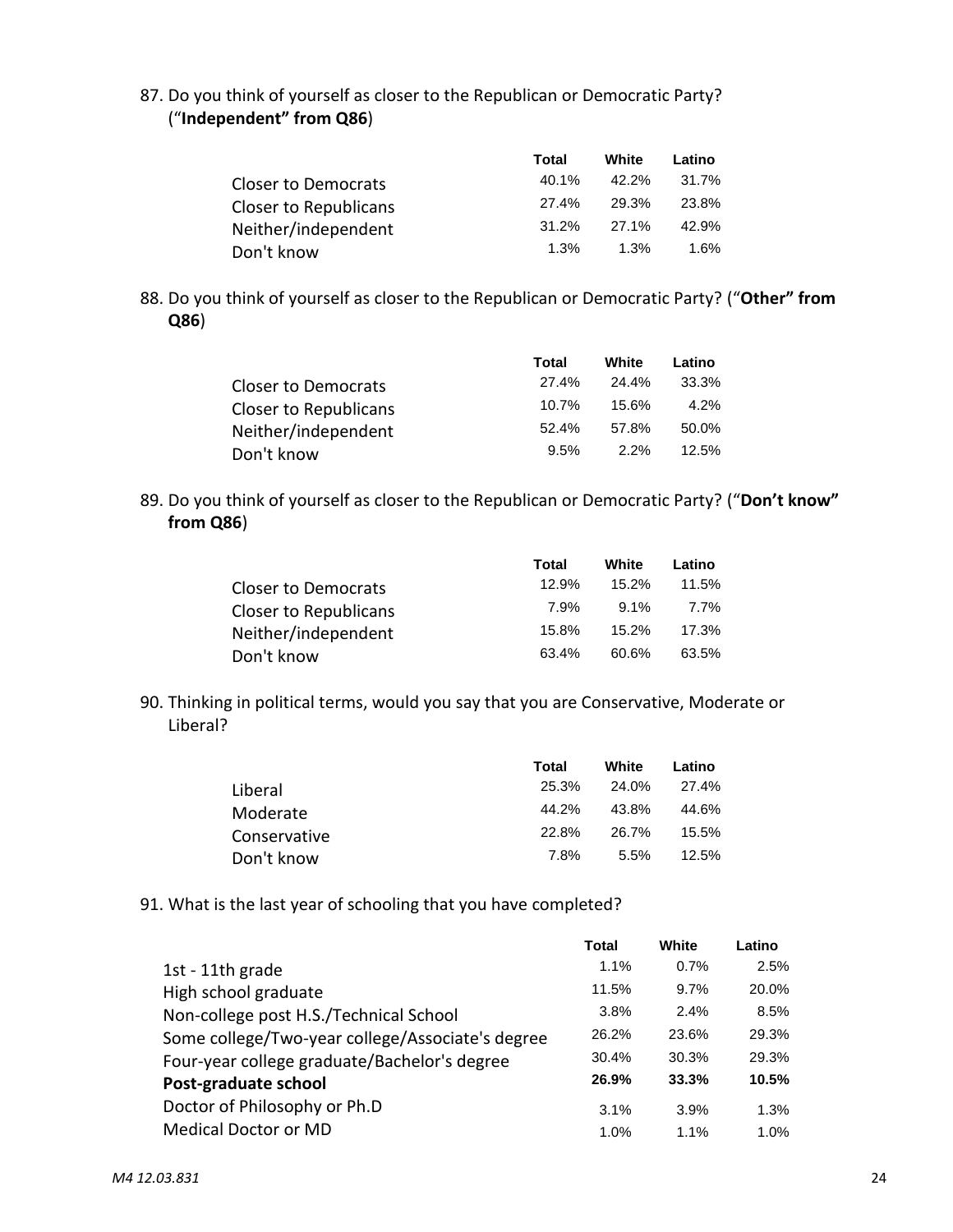87. Do you think of yourself as closer to the Republican or Democratic Party? ("**Independent" from Q86**)

| | Total | White | Latino |
|---|---|---|---|
| Closer to Democrats | 40.1% | 42.2% | 31.7% |
| Closer to Republicans | 27.4% | 29.3% | 23.8% |
| Neither/independent | 31.2% | 27.1% | 42.9% |
| Don't know | 1.3% | 1.3% | 1.6% |

88. Do you think of yourself as closer to the Republican or Democratic Party? ("**Other" from Q86**)

| | Total | White | Latino |
|---|---|---|---|
| Closer to Democrats | 27.4% | 24.4% | 33.3% |
| Closer to Republicans | 10.7% | 15.6% | 4.2% |
| Neither/independent | 52.4% | 57.8% | 50.0% |
| Don't know | 9.5% | 2.2% | 12.5% |

89. Do you think of yourself as closer to the Republican or Democratic Party? ("**Don't know" from Q86**)

| | Total | White | Latino |
|---|---|---|---|
| Closer to Democrats | 12.9% | 15.2% | 11.5% |
| Closer to Republicans | 7.9% | 9.1% | 7.7% |
| Neither/independent | 15.8% | 15.2% | 17.3% |
| Don't know | 63.4% | 60.6% | 63.5% |

90. Thinking in political terms, would you say that you are Conservative, Moderate or Liberal?

| | Total | White | Latino |
|---|---|---|---|
| Liberal | 25.3% | 24.0% | 27.4% |
| Moderate | 44.2% | 43.8% | 44.6% |
| Conservative | 22.8% | 26.7% | 15.5% |
| Don't know | 7.8% | 5.5% | 12.5% |

91. What is the last year of schooling that you have completed?

| | Total | White | Latino |
|---|---|---|---|
| 1st - 11th grade | 1.1% | 0.7% | 2.5% |
| High school graduate | 11.5% | 9.7% | 20.0% |
| Non-college post H.S./Technical School | 3.8% | 2.4% | 8.5% |
| Some college/Two-year college/Associate's degree | 26.2% | 23.6% | 29.3% |
| Four-year college graduate/Bachelor's degree | 30.4% | 30.3% | 29.3% |
| **Post-graduate school** | **26.9%** | **33.3%** | **10.5%** |
| Doctor of Philosophy or Ph.D | 3.1% | 3.9% | 1.3% |
| Medical Doctor or MD | 1.0% | 1.1% | 1.0% |

*M4 12.03.831*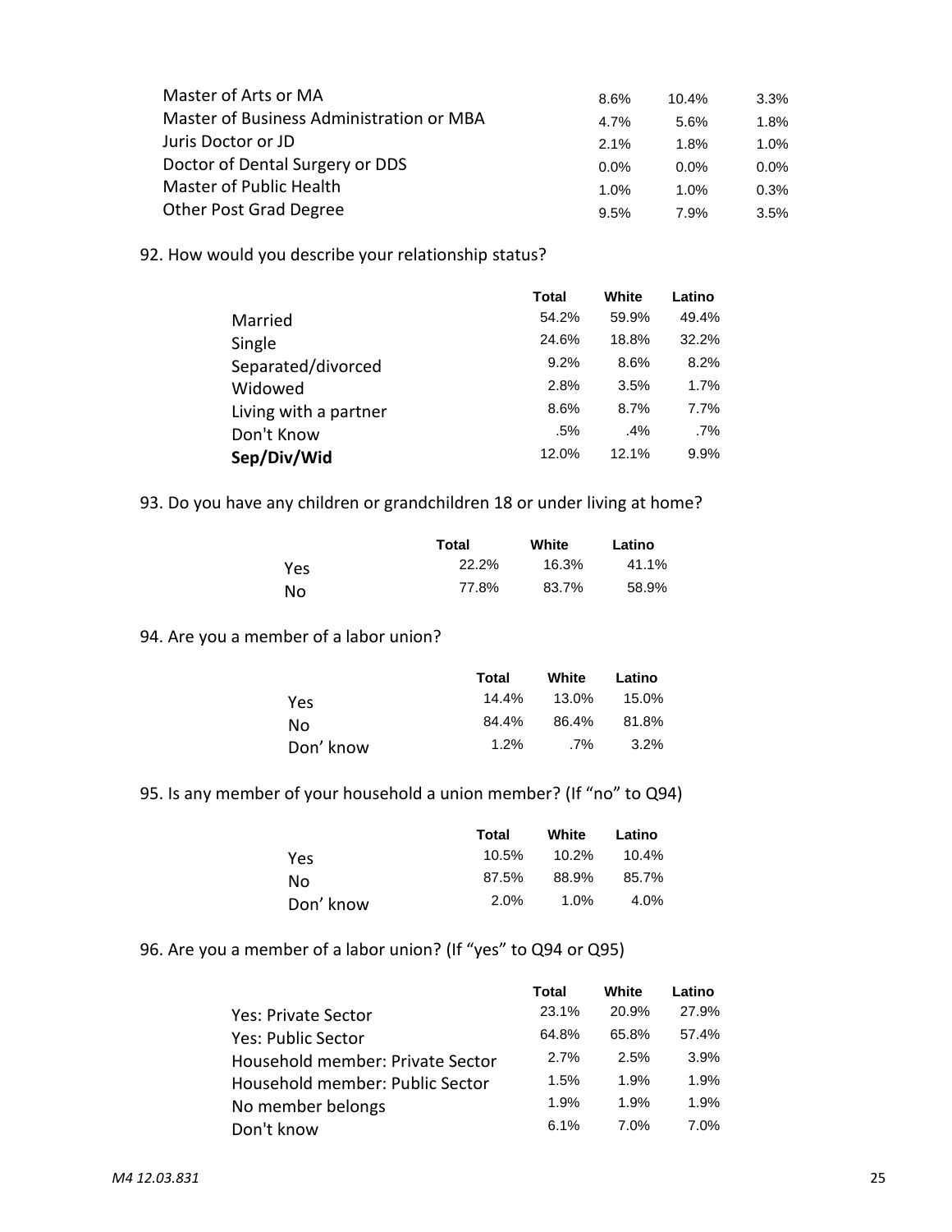| | | | |
|---|---|---|---|
| Master of Arts or MA | 8.6% | 10.4% | 3.3% |
| Master of Business Administration or MBA | 4.7% | 5.6% | 1.8% |
| Juris Doctor or JD | 2.1% | 1.8% | 1.0% |
| Doctor of Dental Surgery or DDS | 0.0% | 0.0% | 0.0% |
| Master of Public Health | 1.0% | 1.0% | 0.3% |
| Other Post Grad Degree | 9.5% | 7.9% | 3.5% |

92. How would you describe your relationship status?

| | Total | White | Latino |
|---|---|---|---|
| Married | 54.2% | 59.9% | 49.4% |
| Single | 24.6% | 18.8% | 32.2% |
| Separated/divorced | 9.2% | 8.6% | 8.2% |
| Widowed | 2.8% | 3.5% | 1.7% |
| Living with a partner | 8.6% | 8.7% | 7.7% |
| Don't Know | .5% | .4% | .7% |
| **Sep/Div/Wid** | 12.0% | 12.1% | 9.9% |

93. Do you have any children or grandchildren 18 or under living at home?

| | Total | White | Latino |
|---|---|---|---|
| Yes | 22.2% | 16.3% | 41.1% |
| No | 77.8% | 83.7% | 58.9% |

94. Are you a member of a labor union?

| | Total | White | Latino |
|---|---|---|---|
| Yes | 14.4% | 13.0% | 15.0% |
| No | 84.4% | 86.4% | 81.8% |
| Don' know | 1.2% | .7% | 3.2% |

95. Is any member of your household a union member? (If "no" to Q94)

| | Total | White | Latino |
|---|---|---|---|
| Yes | 10.5% | 10.2% | 10.4% |
| No | 87.5% | 88.9% | 85.7% |
| Don' know | 2.0% | 1.0% | 4.0% |

96. Are you a member of a labor union? (If "yes" to Q94 or Q95)

| | Total | White | Latino |
|---|---|---|---|
| Yes: Private Sector | 23.1% | 20.9% | 27.9% |
| Yes: Public Sector | 64.8% | 65.8% | 57.4% |
| Household member: Private Sector | 2.7% | 2.5% | 3.9% |
| Household member: Public Sector | 1.5% | 1.9% | 1.9% |
| No member belongs | 1.9% | 1.9% | 1.9% |
| Don't know | 6.1% | 7.0% | 7.0% |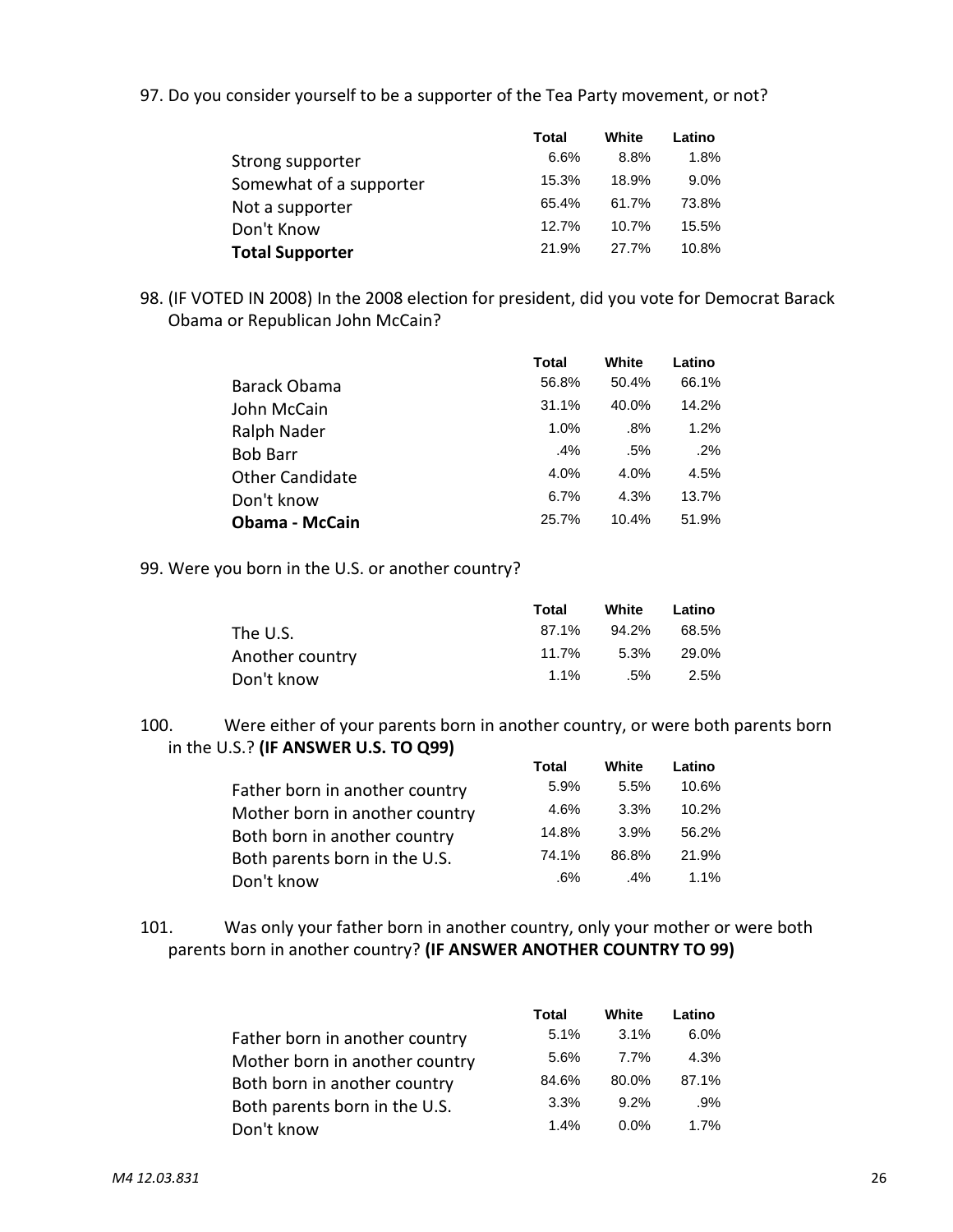97. Do you consider yourself to be a supporter of the Tea Party movement, or not?

| | Total | White | Latino |
|---|---|---|---|
| Strong supporter | 6.6% | 8.8% | 1.8% |
| Somewhat of a supporter | 15.3% | 18.9% | 9.0% |
| Not a supporter | 65.4% | 61.7% | 73.8% |
| Don't Know | 12.7% | 10.7% | 15.5% |
| **Total Supporter** | 21.9% | 27.7% | 10.8% |

98. (IF VOTED IN 2008) In the 2008 election for president, did you vote for Democrat Barack Obama or Republican John McCain?

| | Total | White | Latino |
|---|---|---|---|
| Barack Obama | 56.8% | 50.4% | 66.1% |
| John McCain | 31.1% | 40.0% | 14.2% |
| Ralph Nader | 1.0% | .8% | 1.2% |
| Bob Barr | .4% | .5% | .2% |
| Other Candidate | 4.0% | 4.0% | 4.5% |
| Don't know | 6.7% | 4.3% | 13.7% |
| **Obama - McCain** | 25.7% | 10.4% | 51.9% |

99. Were you born in the U.S. or another country?

| | Total | White | Latino |
|---|---|---|---|
| The U.S. | 87.1% | 94.2% | 68.5% |
| Another country | 11.7% | 5.3% | 29.0% |
| Don't know | 1.1% | .5% | 2.5% |

100. Were either of your parents born in another country, or were both parents born in the U.S.? **(IF ANSWER U.S. TO Q99)**

| | Total | White | Latino |
|---|---|---|---|
| Father born in another country | 5.9% | 5.5% | 10.6% |
| Mother born in another country | 4.6% | 3.3% | 10.2% |
| Both born in another country | 14.8% | 3.9% | 56.2% |
| Both parents born in the U.S. | 74.1% | 86.8% | 21.9% |
| Don't know | .6% | .4% | 1.1% |

101. Was only your father born in another country, only your mother or were both parents born in another country? **(IF ANSWER ANOTHER COUNTRY TO 99)**

| | Total | White | Latino |
|---|---|---|---|
| Father born in another country | 5.1% | 3.1% | 6.0% |
| Mother born in another country | 5.6% | 7.7% | 4.3% |
| Both born in another country | 84.6% | 80.0% | 87.1% |
| Both parents born in the U.S. | 3.3% | 9.2% | .9% |
| Don't know | 1.4% | 0.0% | 1.7% |

*M4 12.03.831*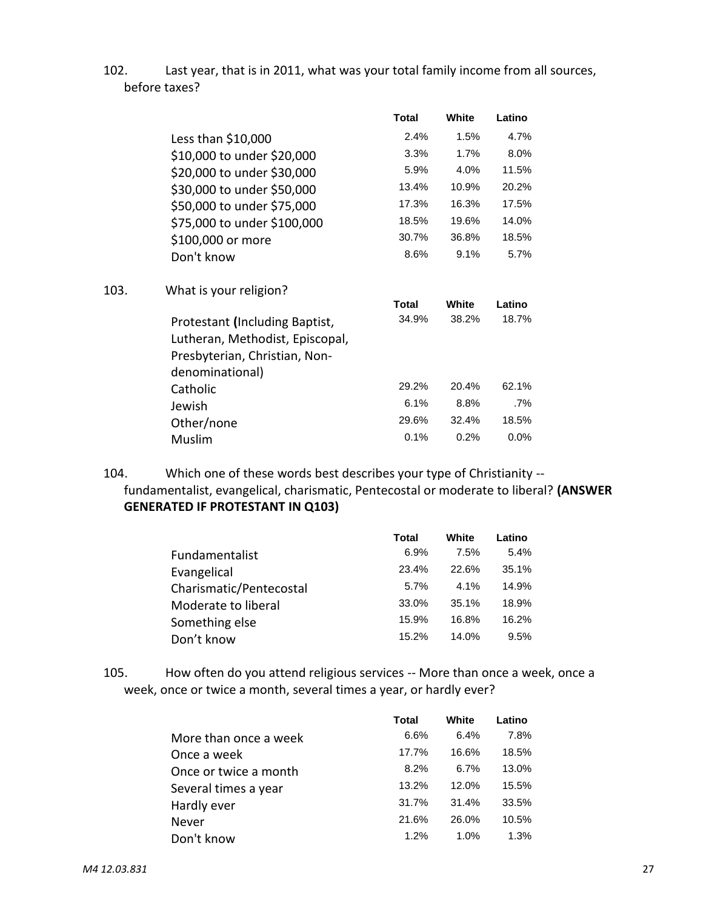102. Last year, that is in 2011, what was your total family income from all sources, before taxes?

| | Total | White | Latino |
|---|---|---|---|
| Less than $10,000 | 2.4% | 1.5% | 4.7% |
| $10,000 to under $20,000 | 3.3% | 1.7% | 8.0% |
| $20,000 to under $30,000 | 5.9% | 4.0% | 11.5% |
| $30,000 to under $50,000 | 13.4% | 10.9% | 20.2% |
| $50,000 to under $75,000 | 17.3% | 16.3% | 17.5% |
| $75,000 to under $100,000 | 18.5% | 19.6% | 14.0% |
| $100,000 or more | 30.7% | 36.8% | 18.5% |
| Don't know | 8.6% | 9.1% | 5.7% |

103. What is your religion?

| | Total | White | Latino |
|---|---|---|---|
| Protestant **(**Including Baptist, Lutheran, Methodist, Episcopal, Presbyterian, Christian, Non-denominational) | 34.9% | 38.2% | 18.7% |
| Catholic | 29.2% | 20.4% | 62.1% |
| Jewish | 6.1% | 8.8% | .7% |
| Other/none | 29.6% | 32.4% | 18.5% |
| Muslim | 0.1% | 0.2% | 0.0% |

104. Which one of these words best describes your type of Christianity -- fundamentalist, evangelical, charismatic, Pentecostal or moderate to liberal? **(ANSWER GENERATED IF PROTESTANT IN Q103)**

| | Total | White | Latino |
|---|---|---|---|
| Fundamentalist | 6.9% | 7.5% | 5.4% |
| Evangelical | 23.4% | 22.6% | 35.1% |
| Charismatic/Pentecostal | 5.7% | 4.1% | 14.9% |
| Moderate to liberal | 33.0% | 35.1% | 18.9% |
| Something else | 15.9% | 16.8% | 16.2% |
| Don't know | 15.2% | 14.0% | 9.5% |

105. How often do you attend religious services -- More than once a week, once a week, once or twice a month, several times a year, or hardly ever?

| | Total | White | Latino |
|---|---|---|---|
| More than once a week | 6.6% | 6.4% | 7.8% |
| Once a week | 17.7% | 16.6% | 18.5% |
| Once or twice a month | 8.2% | 6.7% | 13.0% |
| Several times a year | 13.2% | 12.0% | 15.5% |
| Hardly ever | 31.7% | 31.4% | 33.5% |
| Never | 21.6% | 26.0% | 10.5% |
| Don't know | 1.2% | 1.0% | 1.3% |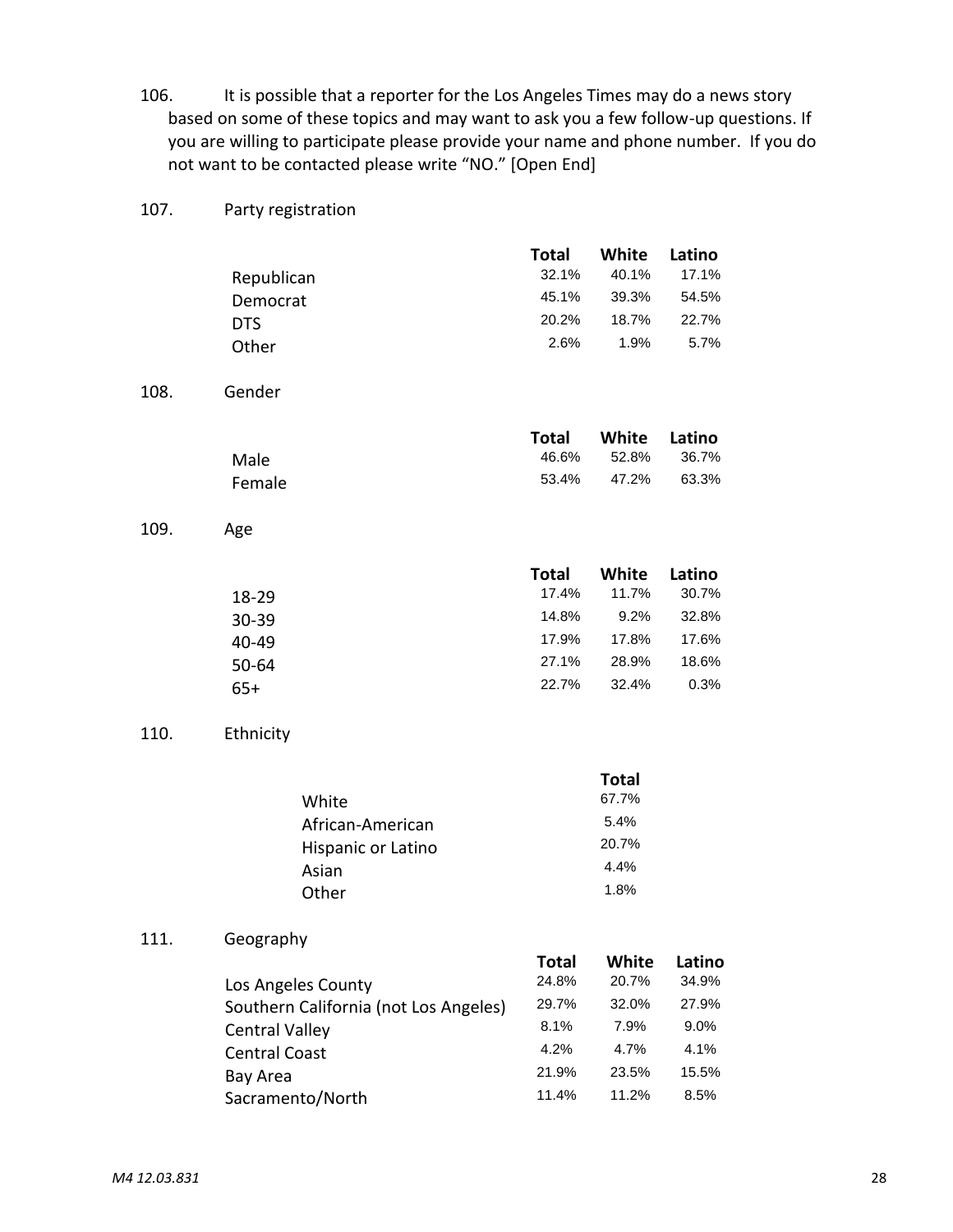106. It is possible that a reporter for the Los Angeles Times may do a news story based on some of these topics and may want to ask you a few follow-up questions. If you are willing to participate please provide your name and phone number. If you do not want to be contacted please write "NO." [Open End]

107. Party registration

| | Total | White | Latino |
|---|---|---|---|
| Republican | 32.1% | 40.1% | 17.1% |
| Democrat | 45.1% | 39.3% | 54.5% |
| DTS | 20.2% | 18.7% | 22.7% |
| Other | 2.6% | 1.9% | 5.7% |

108. Gender

| | Total | White | Latino |
|---|---|---|---|
| Male | 46.6% | 52.8% | 36.7% |
| Female | 53.4% | 47.2% | 63.3% |

109. Age

| | Total | White | Latino |
|---|---|---|---|
| 18-29 | 17.4% | 11.7% | 30.7% |
| 30-39 | 14.8% | 9.2% | 32.8% |
| 40-49 | 17.9% | 17.8% | 17.6% |
| 50-64 | 27.1% | 28.9% | 18.6% |
| 65+ | 22.7% | 32.4% | 0.3% |

110. Ethnicity

| | Total |
|---|---|
| White | 67.7% |
| African-American | 5.4% |
| Hispanic or Latino | 20.7% |
| Asian | 4.4% |
| Other | 1.8% |

111. Geography

| | Total | White | Latino |
|---|---|---|---|
| Los Angeles County | 24.8% | 20.7% | 34.9% |
| Southern California (not Los Angeles) | 29.7% | 32.0% | 27.9% |
| Central Valley | 8.1% | 7.9% | 9.0% |
| Central Coast | 4.2% | 4.7% | 4.1% |
| Bay Area | 21.9% | 23.5% | 15.5% |
| Sacramento/North | 11.4% | 11.2% | 8.5% |

*M4 12.03.831*